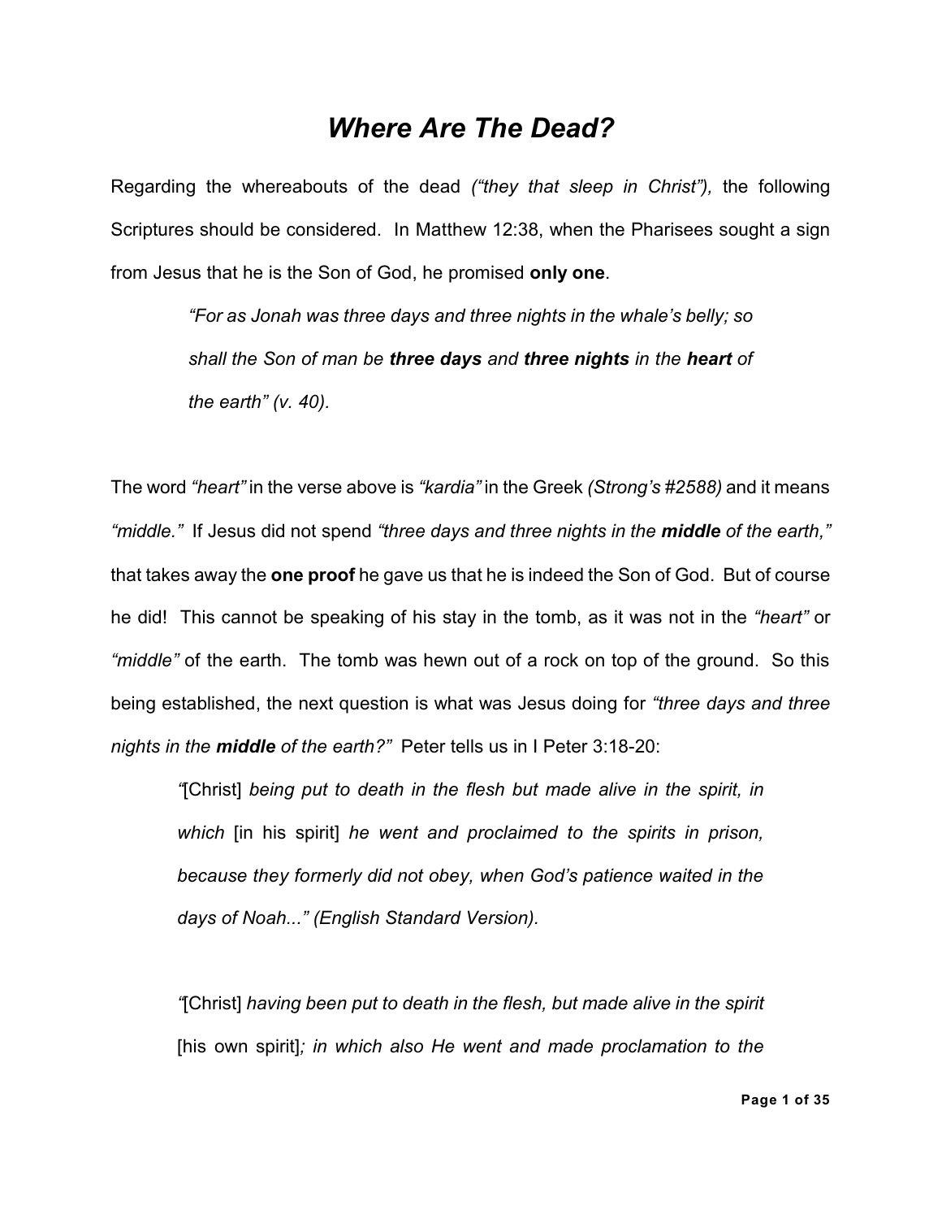# *Where Are The Dead?*

Regarding the whereabouts of the dead *("they that sleep in Christ"),* the following Scriptures should be considered. In Matthew 12:38, when the Pharisees sought a sign from Jesus that he is the Son of God, he promised **only one**.

> *"For as Jonah was three days and three nights in the whale's belly; so shall the Son of man be* ***three days*** *and* ***three nights*** *in the* ***heart*** *of the earth" (v. 40).*

The word *"heart"* in the verse above is *"kardia"* in the Greek *(Strong's #2588)* and it means *"middle."* If Jesus did not spend *"three days and three nights in the* ***middle*** *of the earth,"* that takes away the **one proof** he gave us that he is indeed the Son of God. But of course he did! This cannot be speaking of his stay in the tomb, as it was not in the *"heart"* or *"middle"* of the earth. The tomb was hewn out of a rock on top of the ground. So this being established, the next question is what was Jesus doing for *"three days and three nights in the* ***middle*** *of the earth?"* Peter tells us in I Peter 3:18-20:

> *"*[Christ] *being put to death in the flesh but made alive in the spirit, in which* [in his spirit] *he went and proclaimed to the spirits in prison, because they formerly did not obey, when God's patience waited in the days of Noah..." (English Standard Version).*

> *"*[Christ] *having been put to death in the flesh, but made alive in the spirit* [his own spirit]*; in which also He went and made proclamation to the*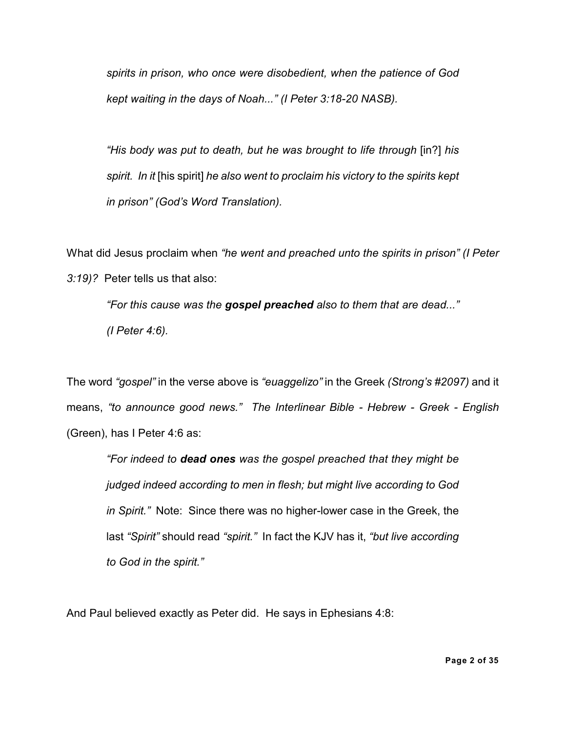> *spirits in prison, who once were disobedient, when the patience of God kept waiting in the days of Noah..." (I Peter 3:18-20 NASB).*

> *"His body was put to death, but he was brought to life through* [in?] *his spirit. In it* [his spirit] *he also went to proclaim his victory to the spirits kept in prison" (God's Word Translation).*

What did Jesus proclaim when *"he went and preached unto the spirits in prison" (I Peter 3:19)?* Peter tells us that also:

> *"For this cause was the **gospel preached** also to them that are dead..." (I Peter 4:6).*

The word *"gospel"* in the verse above is *"euaggelizo"* in the Greek *(Strong's #2097)* and it means, *"to announce good news." The Interlinear Bible - Hebrew - Greek - English* (Green), has I Peter 4:6 as:

> *"For indeed to **dead ones** was the gospel preached that they might be judged indeed according to men in flesh; but might live according to God in Spirit."* Note: Since there was no higher-lower case in the Greek, the last *"Spirit"* should read *"spirit."* In fact the KJV has it, *"but live according to God in the spirit."*

And Paul believed exactly as Peter did. He says in Ephesians 4:8: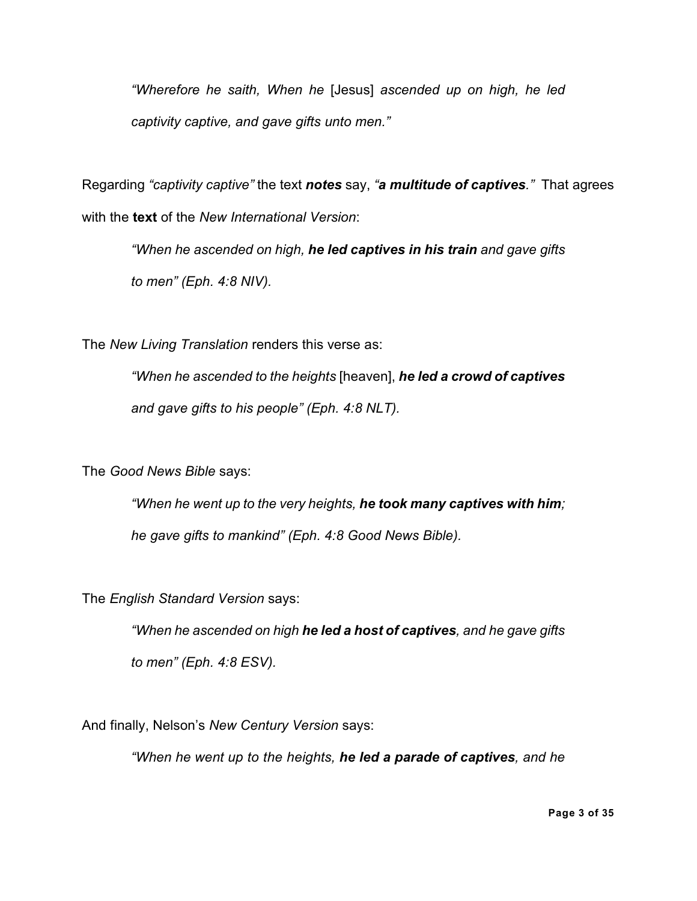> *"Wherefore he saith, When he* [Jesus] *ascended up on high, he led captivity captive, and gave gifts unto men."*

Regarding *"captivity captive"* the text ***notes*** say, *"**a multitude of captives**."* That agrees with the **text** of the *New International Version*:

> *"When he ascended on high, **he led captives in his train** and gave gifts to men" (Eph. 4:8 NIV).*

The *New Living Translation* renders this verse as:

> *"When he ascended to the heights* [heaven], ***he led a crowd of captives** and gave gifts to his people" (Eph. 4:8 NLT).*

The *Good News Bible* says:

> *"When he went up to the very heights, **he took many captives with him**; he gave gifts to mankind" (Eph. 4:8 Good News Bible).*

The *English Standard Version* says:

> *"When he ascended on high **he led a host of captives**, and he gave gifts to men" (Eph. 4:8 ESV).*

And finally, Nelson's *New Century Version* says:

> *"When he went up to the heights, **he led a parade of captives**, and he*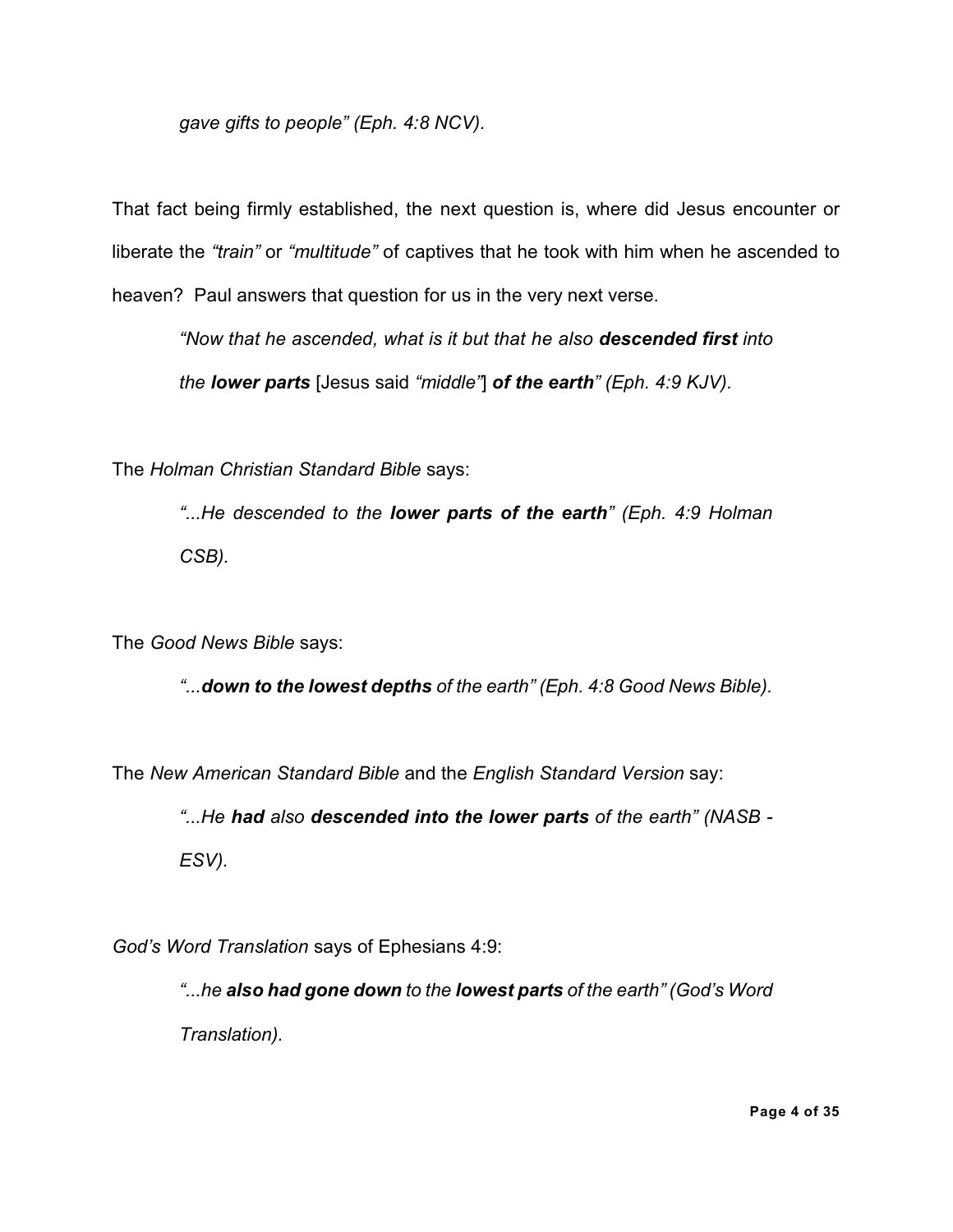*gave gifts to people" (Eph. 4:8 NCV).*

That fact being firmly established, the next question is, where did Jesus encounter or liberate the *"train"* or *"multitude"* of captives that he took with him when he ascended to heaven? Paul answers that question for us in the very next verse.

> *"Now that he ascended, what is it but that he also **descended first** into the **lower parts*** [Jesus said *"middle"*] ***of the earth**" (Eph. 4:9 KJV).*

The *Holman Christian Standard Bible* says:

> *"...He descended to the **lower parts of the earth**" (Eph. 4:9 Holman CSB).*

The *Good News Bible* says:

> *"...**down to the lowest depths** of the earth" (Eph. 4:8 Good News Bible).*

The *New American Standard Bible* and the *English Standard Version* say:

> *"...He **had** also **descended into the lower parts** of the earth" (NASB - ESV).*

*God's Word Translation* says of Ephesians 4:9:

> *"...he **also had gone down** to the **lowest parts** of the earth" (God's Word Translation).*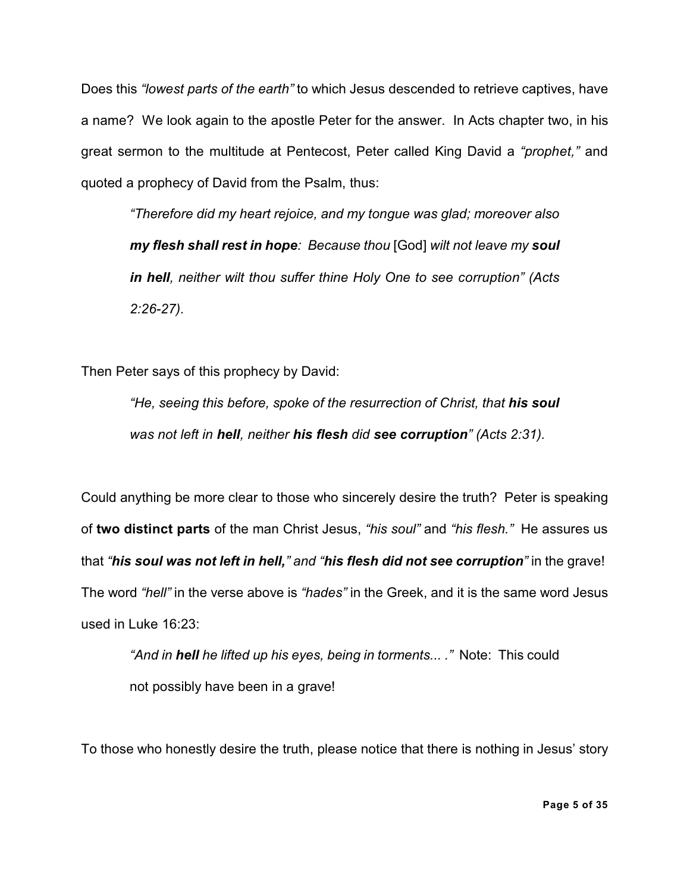Does this *"lowest parts of the earth"* to which Jesus descended to retrieve captives, have a name? We look again to the apostle Peter for the answer. In Acts chapter two, in his great sermon to the multitude at Pentecost, Peter called King David a *"prophet,"* and quoted a prophecy of David from the Psalm, thus:

> *"Therefore did my heart rejoice, and my tongue was glad; moreover also **my flesh shall rest in hope**: Because thou* [God] *wilt not leave my **soul in hell**, neither wilt thou suffer thine Holy One to see corruption" (Acts 2:26-27).*

Then Peter says of this prophecy by David:

> *"He, seeing this before, spoke of the resurrection of Christ, that **his soul** was not left in **hell**, neither **his flesh** did **see corruption**" (Acts 2:31).*

Could anything be more clear to those who sincerely desire the truth? Peter is speaking of **two distinct parts** of the man Christ Jesus, *"his soul"* and *"his flesh."* He assures us that *"**his soul was not left in hell,**" and "**his flesh did not see corruption**"* in the grave! The word *"hell"* in the verse above is *"hades"* in the Greek, and it is the same word Jesus used in Luke 16:23:

> *"And in **hell** he lifted up his eyes, being in torments... ."* Note: This could not possibly have been in a grave!

To those who honestly desire the truth, please notice that there is nothing in Jesus' story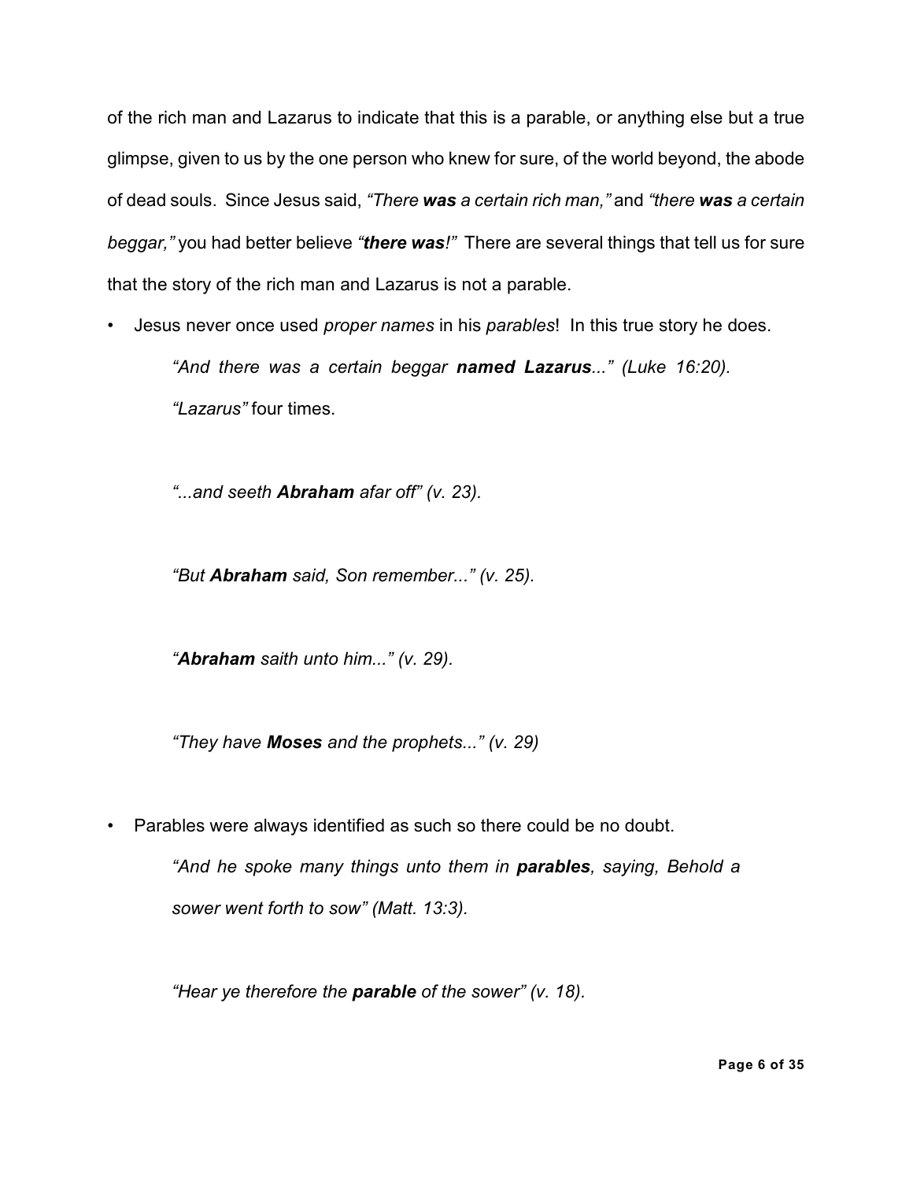of the rich man and Lazarus to indicate that this is a parable, or anything else but a true glimpse, given to us by the one person who knew for sure, of the world beyond, the abode of dead souls. Since Jesus said, *"There **was** a certain rich man,"* and *"there **was** a certain beggar,"* you had better believe *"**there was**!"* There are several things that tell us for sure that the story of the rich man and Lazarus is not a parable.

- Jesus never once used *proper names* in his *parables*! In this true story he does.

  *"And there was a certain beggar **named Lazarus**..." (Luke 16:20).*

  *"Lazarus"* four times.

  *"...and seeth **Abraham** afar off" (v. 23).*

  *"But **Abraham** said, Son remember..." (v. 25).*

  *"**Abraham** saith unto him..." (v. 29).*

  *"They have **Moses** and the prophets..." (v. 29)*

- Parables were always identified as such so there could be no doubt.

  *"And he spoke many things unto them in **parables**, saying, Behold a sower went forth to sow" (Matt. 13:3).*

  *"Hear ye therefore the **parable** of the sower" (v. 18).*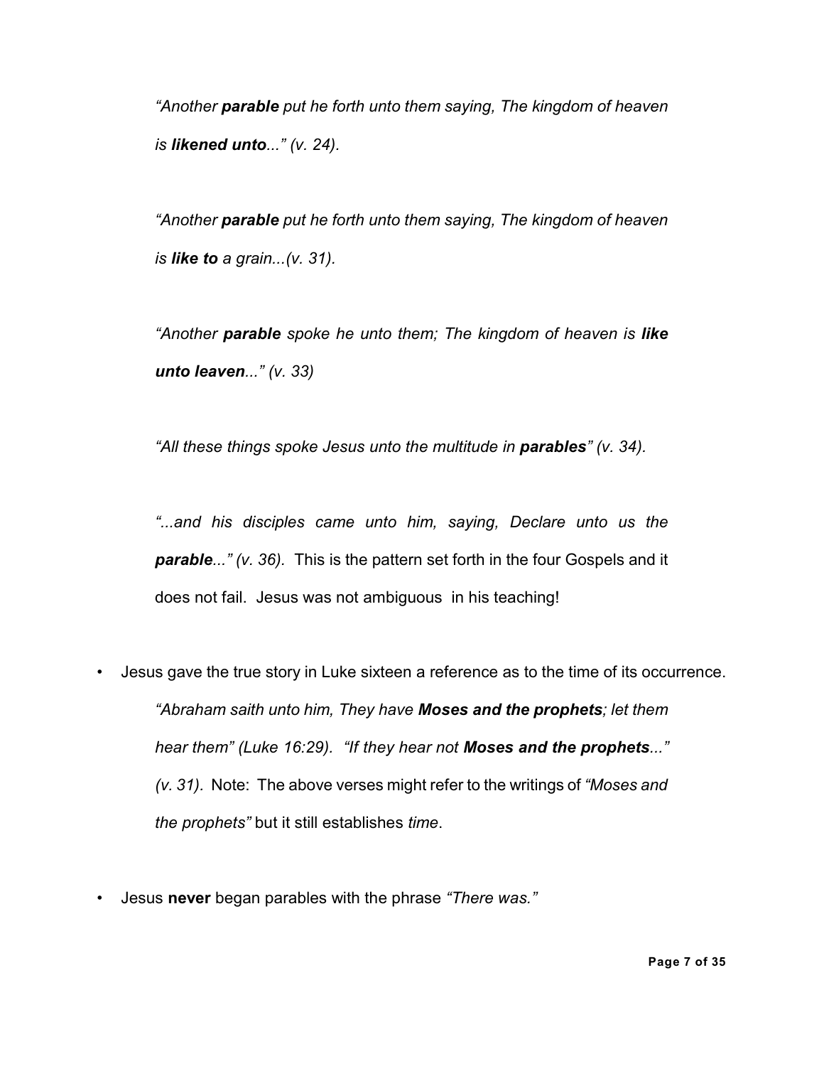*"Another **parable** put he forth unto them saying, The kingdom of heaven is **likened unto**..." (v. 24).*

*"Another **parable** put he forth unto them saying, The kingdom of heaven is **like to** a grain...(v. 31).*

*"Another **parable** spoke he unto them; The kingdom of heaven is **like unto leaven**..." (v. 33)*

*"All these things spoke Jesus unto the multitude in **parables**" (v. 34).*

*"...and his disciples came unto him, saying, Declare unto us the **parable**..." (v. 36).* This is the pattern set forth in the four Gospels and it does not fail. Jesus was not ambiguous in his teaching!

- Jesus gave the true story in Luke sixteen a reference as to the time of its occurrence.

  *"Abraham saith unto him, They have **Moses and the prophets**; let them hear them" (Luke 16:29). "If they hear not **Moses and the prophets**..." (v. 31).* Note: The above verses might refer to the writings of *"Moses and the prophets"* but it still establishes *time*.

- Jesus **never** began parables with the phrase *"There was."*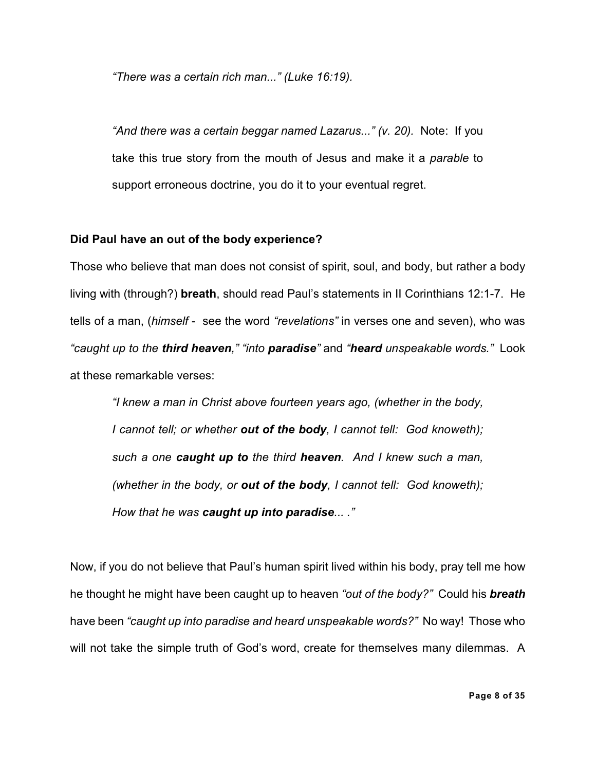> *"There was a certain rich man..." (Luke 16:19).*
>
> *"And there was a certain beggar named Lazarus..." (v. 20).* Note: If you take this true story from the mouth of Jesus and make it a *parable* to support erroneous doctrine, you do it to your eventual regret.

**Did Paul have an out of the body experience?**

Those who believe that man does not consist of spirit, soul, and body, but rather a body living with (through?) **breath**, should read Paul's statements in II Corinthians 12:1-7. He tells of a man, (*himself* - see the word *"revelations"* in verses one and seven), who was *"caught up to the* ***third heaven****," "into* ***paradise****"* and *"****heard*** *unspeakable words."* Look at these remarkable verses:

> *"I knew a man in Christ above fourteen years ago, (whether in the body, I cannot tell; or whether* ***out of the body****, I cannot tell: God knoweth); such a one* ***caught up to*** *the third* ***heaven****. And I knew such a man, (whether in the body, or* ***out of the body****, I cannot tell: God knoweth); How that he was* ***caught up into paradise****... ."*

Now, if you do not believe that Paul's human spirit lived within his body, pray tell me how he thought he might have been caught up to heaven *"out of the body?"* Could his ***breath*** have been *"caught up into paradise and heard unspeakable words?"* No way! Those who will not take the simple truth of God's word, create for themselves many dilemmas. A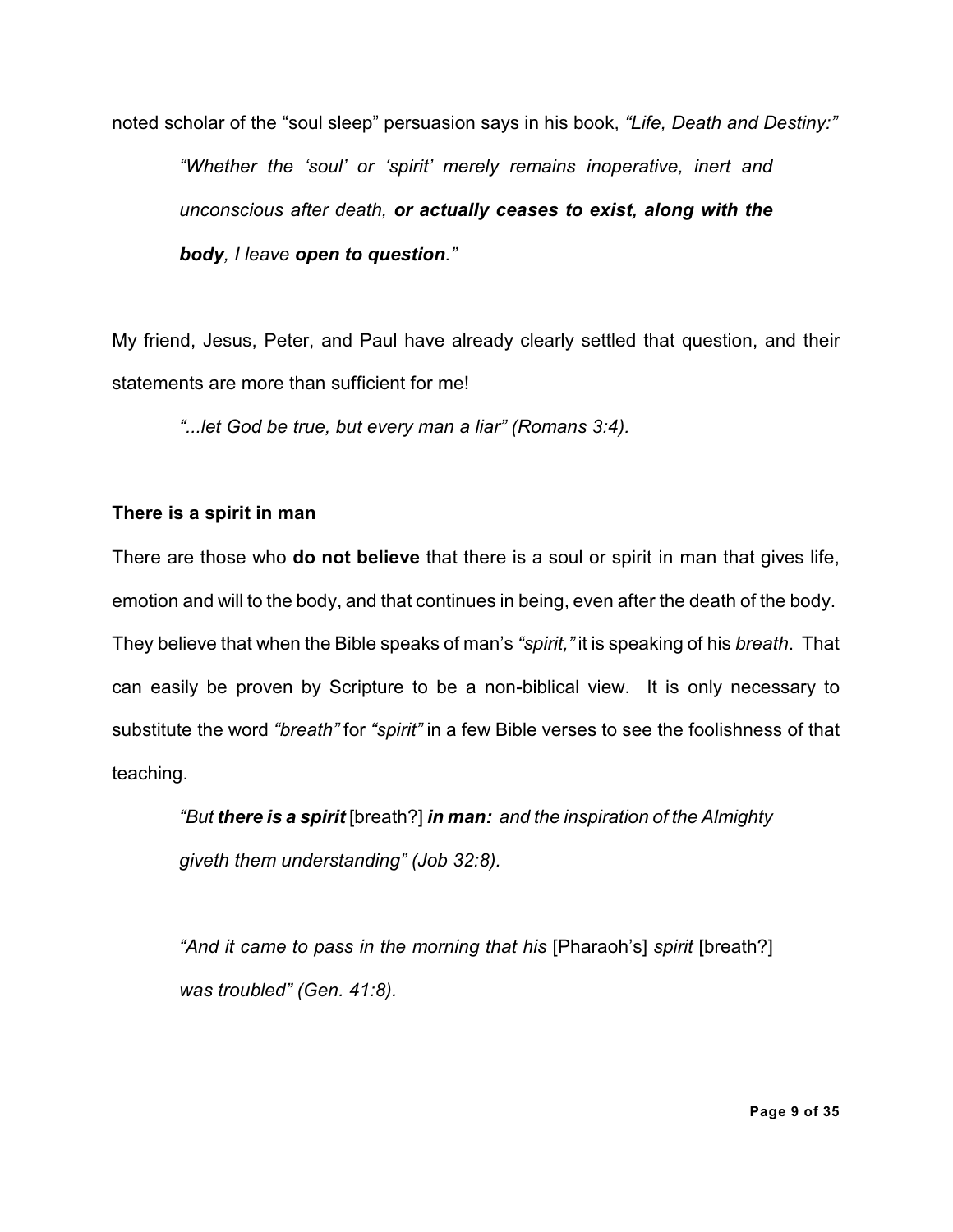noted scholar of the "soul sleep" persuasion says in his book, *"Life, Death and Destiny:"*

> *"Whether the 'soul' or 'spirit' merely remains inoperative, inert and unconscious after death,* ***or actually ceases to exist, along with the body****, I leave* ***open to question****."*

My friend, Jesus, Peter, and Paul have already clearly settled that question, and their statements are more than sufficient for me!

> *"...let God be true, but every man a liar" (Romans 3:4).*

**There is a spirit in man**

There are those who **do not believe** that there is a soul or spirit in man that gives life, emotion and will to the body, and that continues in being, even after the death of the body. They believe that when the Bible speaks of man's *"spirit,"* it is speaking of his *breath*. That can easily be proven by Scripture to be a non-biblical view. It is only necessary to substitute the word *"breath"* for *"spirit"* in a few Bible verses to see the foolishness of that teaching.

> *"But* ***there is a spirit*** [breath?] ***in man:*** *and the inspiration of the Almighty giveth them understanding" (Job 32:8).*

> *"And it came to pass in the morning that his* [Pharaoh's] *spirit* [breath?] *was troubled" (Gen. 41:8).*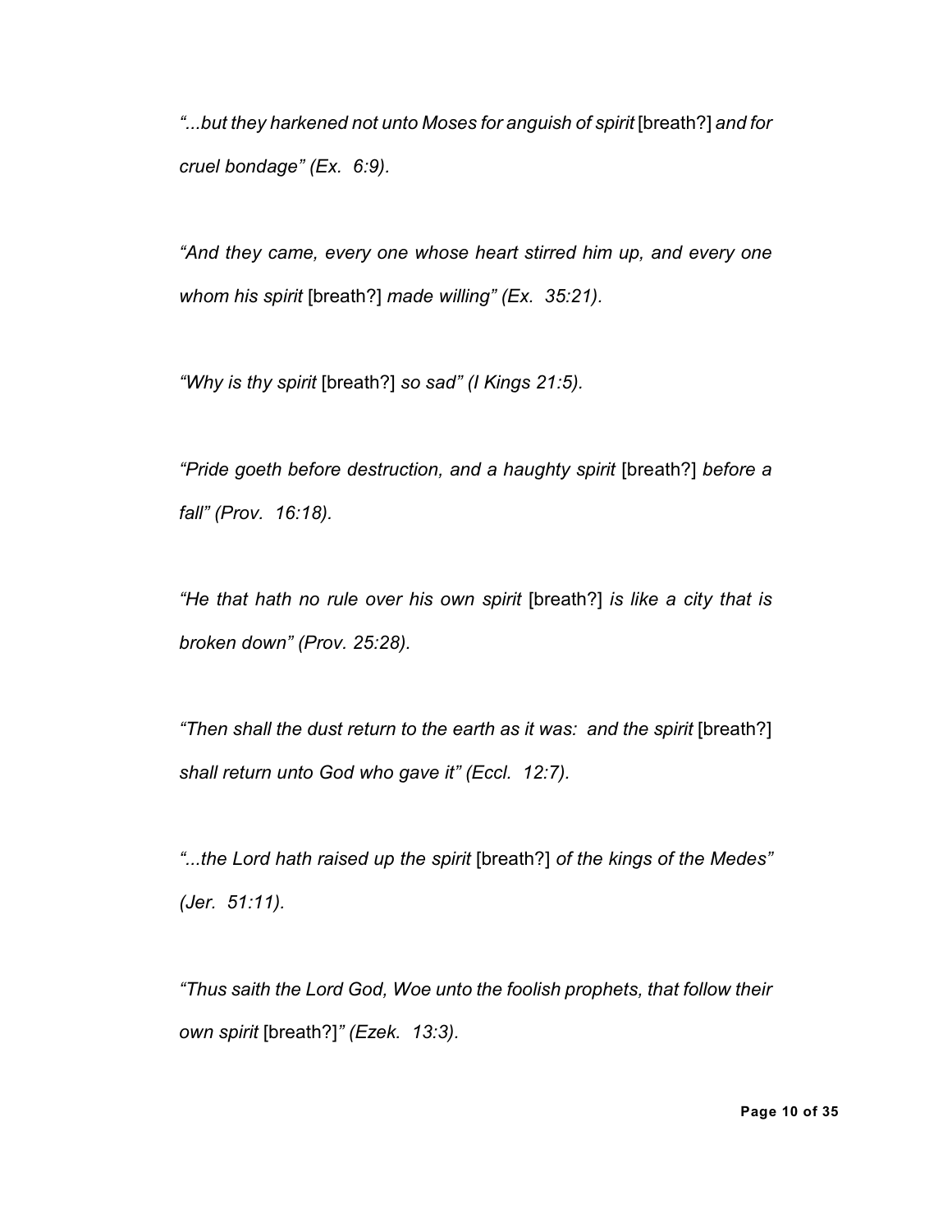*"...but they harkened not unto Moses for anguish of spirit* [breath?] *and for cruel bondage" (Ex. 6:9).*

*"And they came, every one whose heart stirred him up, and every one whom his spirit* [breath?] *made willing" (Ex. 35:21).*

*"Why is thy spirit* [breath?] *so sad" (I Kings 21:5).*

*"Pride goeth before destruction, and a haughty spirit* [breath?] *before a fall" (Prov. 16:18).*

*"He that hath no rule over his own spirit* [breath?] *is like a city that is broken down" (Prov. 25:28).*

*"Then shall the dust return to the earth as it was: and the spirit* [breath?] *shall return unto God who gave it" (Eccl. 12:7).*

*"...the Lord hath raised up the spirit* [breath?] *of the kings of the Medes" (Jer. 51:11).*

*"Thus saith the Lord God, Woe unto the foolish prophets, that follow their own spirit* [breath?]*" (Ezek. 13:3).*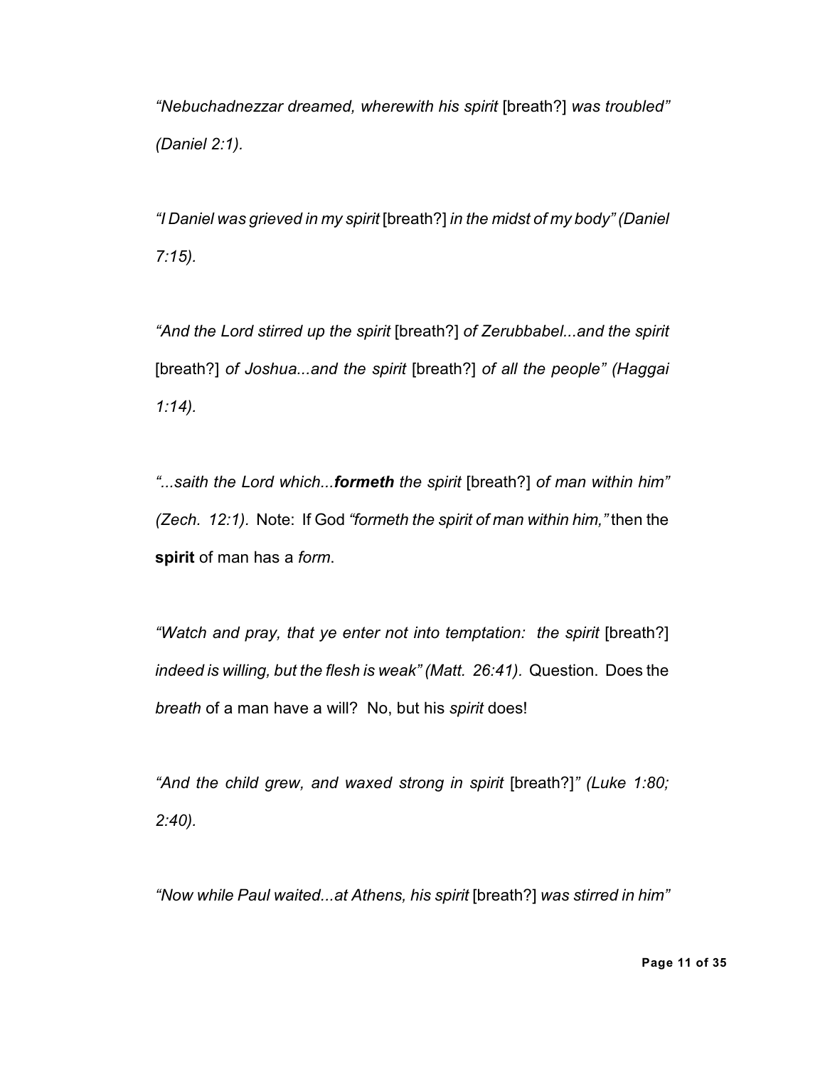*"Nebuchadnezzar dreamed, wherewith his spirit* [breath?] *was troubled" (Daniel 2:1).*

*"I Daniel was grieved in my spirit* [breath?] *in the midst of my body" (Daniel 7:15).*

*"And the Lord stirred up the spirit* [breath?] *of Zerubbabel...and the spirit* [breath?] *of Joshua...and the spirit* [breath?] *of all the people" (Haggai 1:14).*

*"...saith the Lord which...**formeth** the spirit* [breath?] *of man within him" (Zech. 12:1).* Note: If God *"formeth the spirit of man within him,"* then the **spirit** of man has a *form*.

*"Watch and pray, that ye enter not into temptation: the spirit* [breath?] *indeed is willing, but the flesh is weak" (Matt. 26:41).* Question. Does the *breath* of a man have a will? No, but his *spirit* does!

*"And the child grew, and waxed strong in spirit* [breath?]*" (Luke 1:80; 2:40).*

*"Now while Paul waited...at Athens, his spirit* [breath?] *was stirred in him"*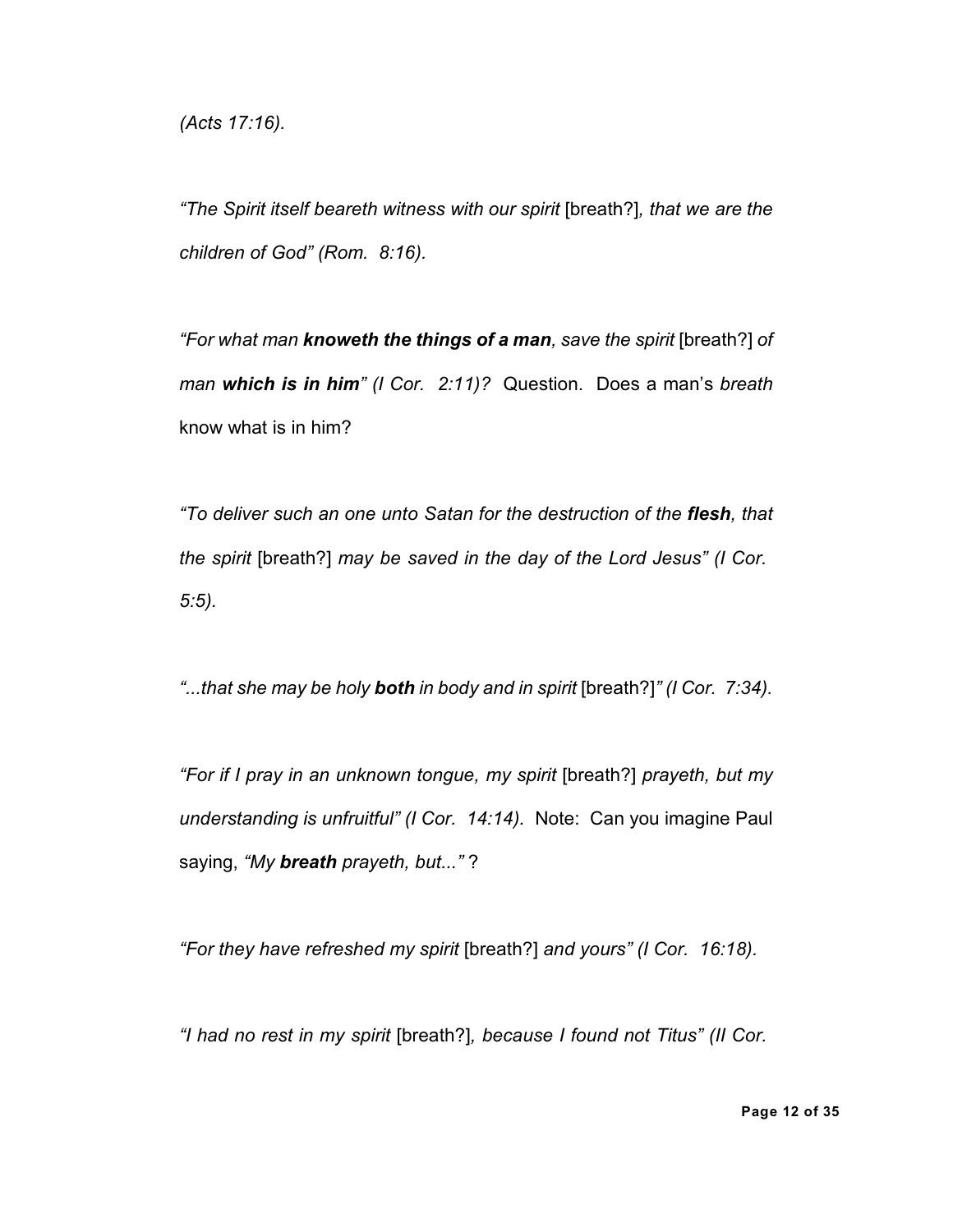*(Acts 17:16).*

*"The Spirit itself beareth witness with our spirit* [breath?]*, that we are the children of God" (Rom. 8:16).*

*"For what man **knoweth the things of a man**, save the spirit* [breath?] *of man **which is in him**" (I Cor. 2:11)?* Question. Does a man's *breath* know what is in him?

*"To deliver such an one unto Satan for the destruction of the **flesh**, that the spirit* [breath?] *may be saved in the day of the Lord Jesus" (I Cor. 5:5).*

*"...that she may be holy **both** in body and in spirit* [breath?]*" (I Cor. 7:34).*

*"For if I pray in an unknown tongue, my spirit* [breath?] *prayeth, but my understanding is unfruitful" (I Cor. 14:14).* Note: Can you imagine Paul saying, *"My **breath** prayeth, but..."* ?

*"For they have refreshed my spirit* [breath?] *and yours" (I Cor. 16:18).*

*"I had no rest in my spirit* [breath?]*, because I found not Titus" (II Cor.*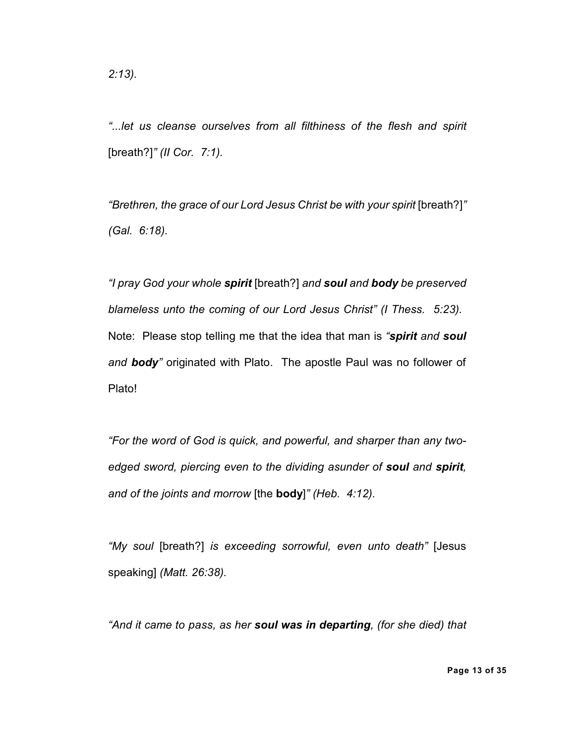*2:13).*

*"...let us cleanse ourselves from all filthiness of the flesh and spirit* [breath?]*" (II Cor. 7:1).*

*"Brethren, the grace of our Lord Jesus Christ be with your spirit* [breath?]*" (Gal. 6:18).*

*"I pray God your whole **spirit*** [breath?] *and **soul** and **body** be preserved blameless unto the coming of our Lord Jesus Christ" (I Thess. 5:23).* Note: Please stop telling me that the idea that man is *"**spirit** and **soul** and **body**"* originated with Plato. The apostle Paul was no follower of Plato!

*"For the word of God is quick, and powerful, and sharper than any two-edged sword, piercing even to the dividing asunder of **soul** and **spirit**, and of the joints and morrow* [the **body**]*" (Heb. 4:12).*

*"My soul* [breath?] *is exceeding sorrowful, even unto death"* [Jesus speaking] *(Matt. 26:38).*

*"And it came to pass, as her **soul was in departing**, (for she died) that*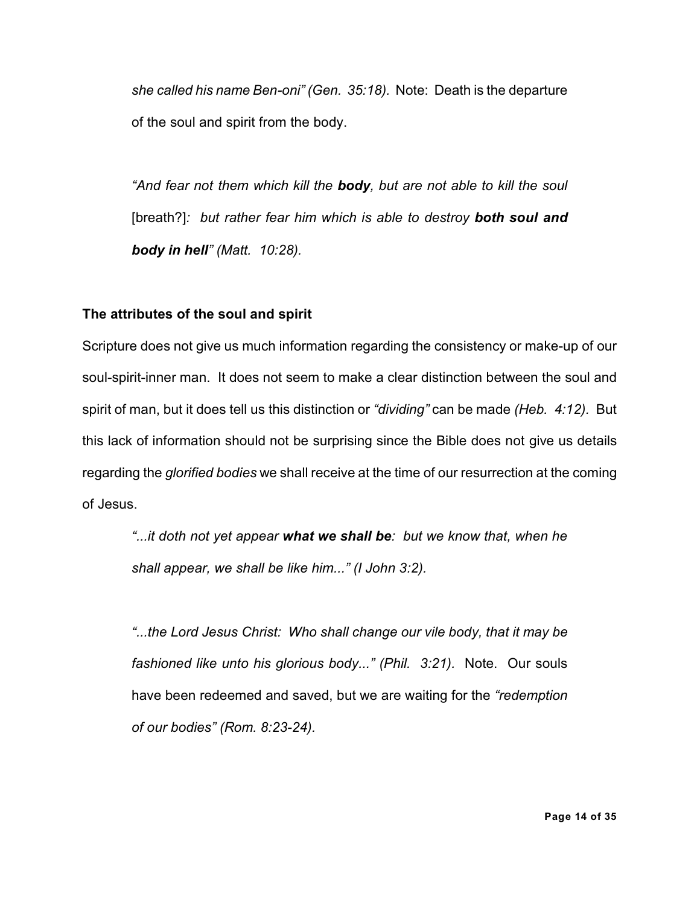*she called his name Ben-oni" (Gen. 35:18)*. Note: Death is the departure of the soul and spirit from the body.

*"And fear not them which kill the **body**, but are not able to kill the soul* [breath?]*: but rather fear him which is able to destroy **both soul and body in hell**" (Matt. 10:28).*

**The attributes of the soul and spirit**

Scripture does not give us much information regarding the consistency or make-up of our soul-spirit-inner man. It does not seem to make a clear distinction between the soul and spirit of man, but it does tell us this distinction or *"dividing"* can be made *(Heb. 4:12).* But this lack of information should not be surprising since the Bible does not give us details regarding the *glorified bodies* we shall receive at the time of our resurrection at the coming of Jesus.

*"...it doth not yet appear **what we shall be**: but we know that, when he shall appear, we shall be like him..." (I John 3:2).*

*"...the Lord Jesus Christ: Who shall change our vile body, that it may be fashioned like unto his glorious body..." (Phil. 3:21).* Note. Our souls have been redeemed and saved, but we are waiting for the *"redemption of our bodies" (Rom. 8:23-24).*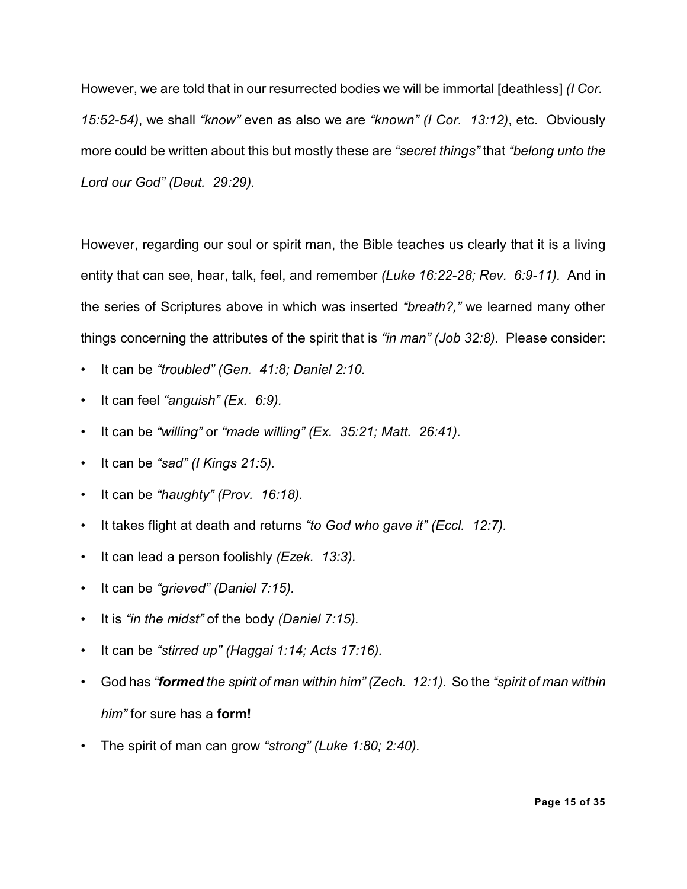However, we are told that in our resurrected bodies we will be immortal [deathless] *(I Cor. 15:52-54)*, we shall *"know"* even as also we are *"known" (I Cor. 13:12)*, etc. Obviously more could be written about this but mostly these are *"secret things"* that *"belong unto the Lord our God" (Deut. 29:29).*

However, regarding our soul or spirit man, the Bible teaches us clearly that it is a living entity that can see, hear, talk, feel, and remember *(Luke 16:22-28; Rev. 6:9-11).* And in the series of Scriptures above in which was inserted *"breath?,"* we learned many other things concerning the attributes of the spirit that is *"in man" (Job 32:8).* Please consider:

- It can be *"troubled" (Gen. 41:8; Daniel 2:10.*
- It can feel *"anguish" (Ex. 6:9).*
- It can be *"willing"* or *"made willing" (Ex. 35:21; Matt. 26:41).*
- It can be *"sad" (I Kings 21:5).*
- It can be *"haughty" (Prov. 16:18).*
- It takes flight at death and returns *"to God who gave it" (Eccl. 12:7).*
- It can lead a person foolishly *(Ezek. 13:3).*
- It can be *"grieved" (Daniel 7:15).*
- It is *"in the midst"* of the body *(Daniel 7:15).*
- It can be *"stirred up" (Haggai 1:14; Acts 17:16).*
- God has *"**formed** the spirit of man within him" (Zech. 12:1)*. So the *"spirit of man within him"* for sure has a **form!**
- The spirit of man can grow *"strong" (Luke 1:80; 2:40).*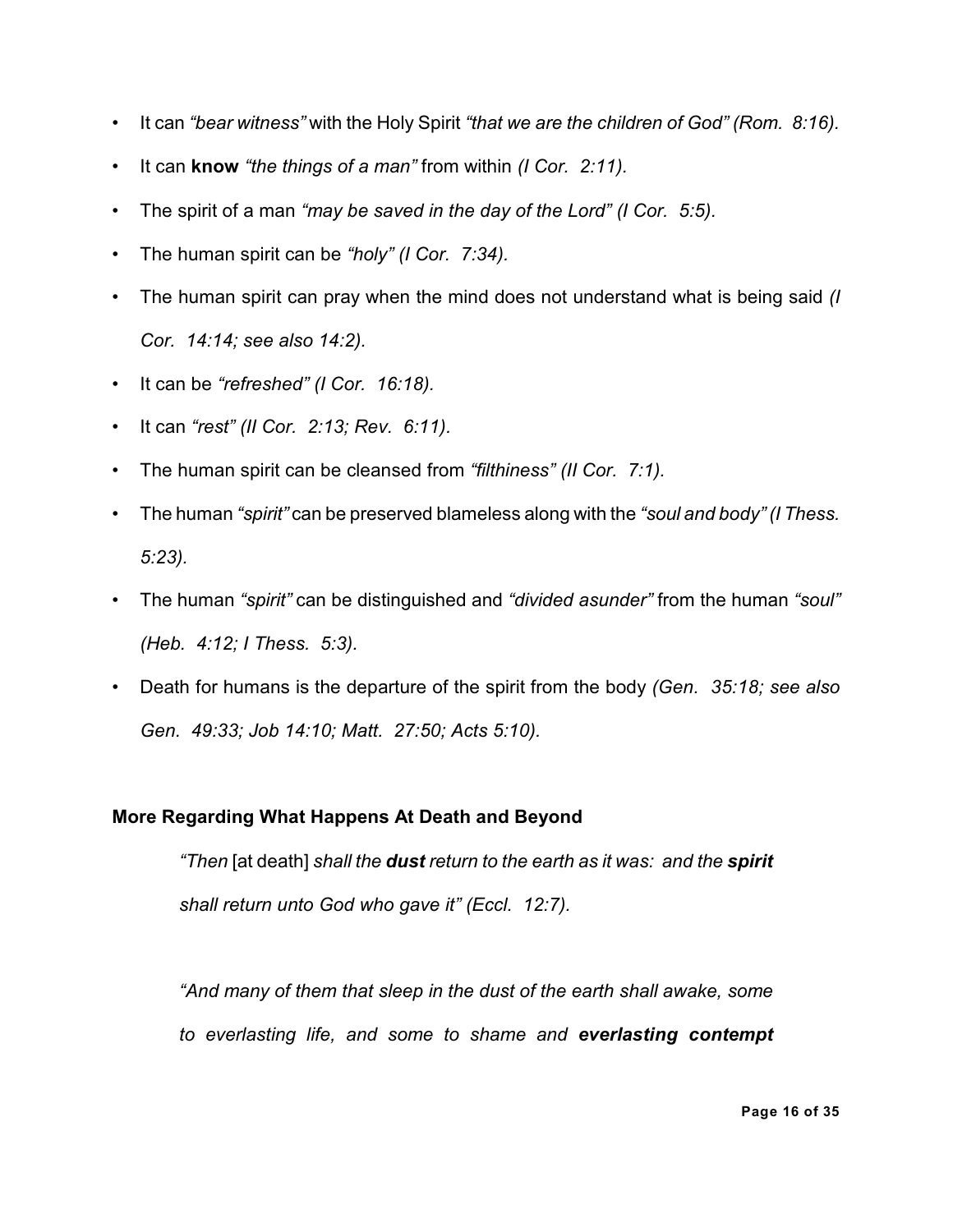- It can *"bear witness"* with the Holy Spirit *"that we are the children of God" (Rom. 8:16).*
- It can **know** *"the things of a man"* from within *(I Cor. 2:11).*
- The spirit of a man *"may be saved in the day of the Lord" (I Cor. 5:5).*
- The human spirit can be *"holy" (I Cor. 7:34).*
- The human spirit can pray when the mind does not understand what is being said *(I Cor. 14:14; see also 14:2).*
- It can be *"refreshed" (I Cor. 16:18).*
- It can *"rest" (II Cor. 2:13; Rev. 6:11).*
- The human spirit can be cleansed from *"filthiness" (II Cor. 7:1).*
- The human *"spirit"* can be preserved blameless along with the *"soul and body" (I Thess. 5:23).*
- The human *"spirit"* can be distinguished and *"divided asunder"* from the human *"soul" (Heb. 4:12; I Thess. 5:3).*
- Death for humans is the departure of the spirit from the body *(Gen. 35:18; see also Gen. 49:33; Job 14:10; Matt. 27:50; Acts 5:10).*

**More Regarding What Happens At Death and Beyond**

> *"Then* [at death] *shall the **dust** return to the earth as it was: and the **spirit** shall return unto God who gave it" (Eccl. 12:7).*

> *"And many of them that sleep in the dust of the earth shall awake, some to everlasting life, and some to shame and **everlasting contempt***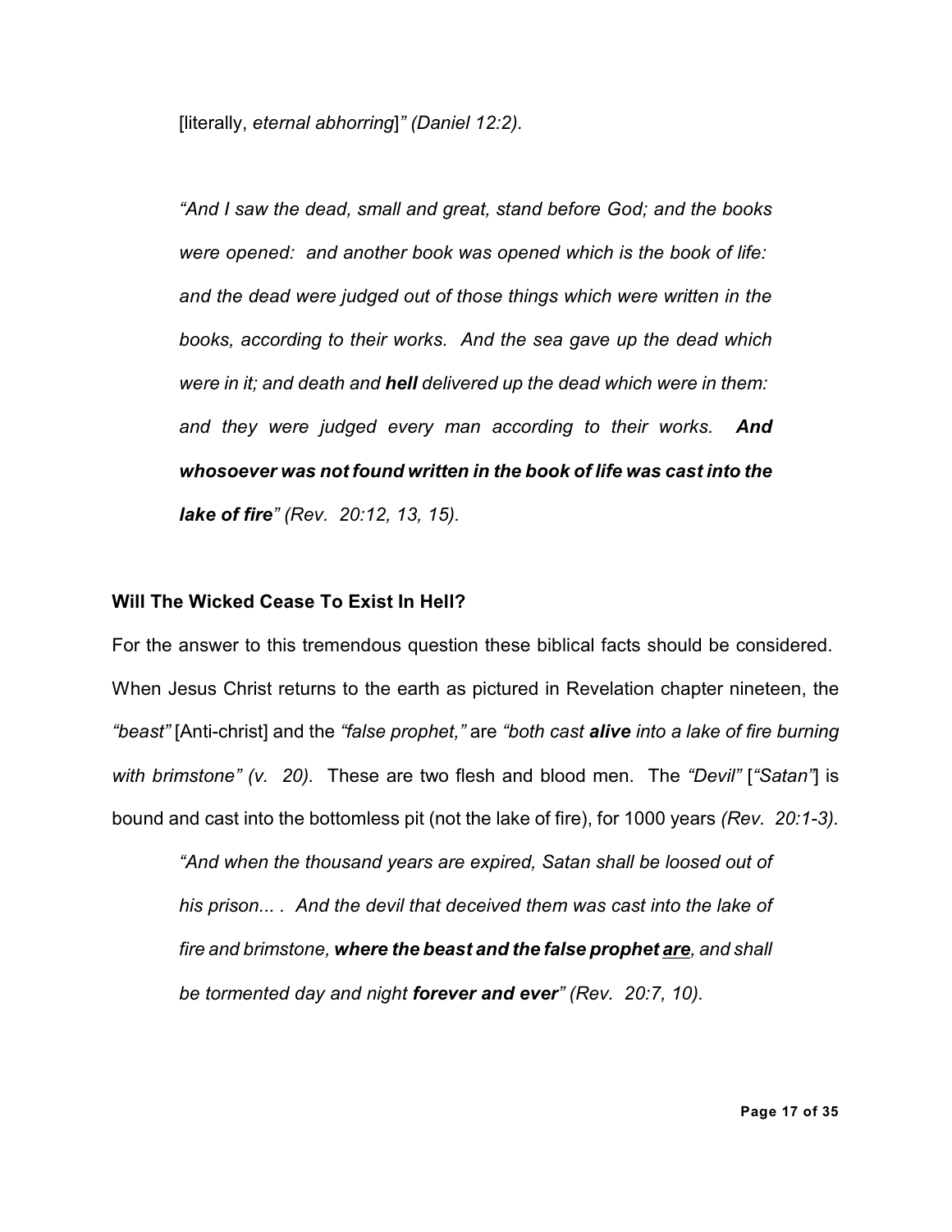[literally, *eternal abhorring*]*" (Daniel 12:2).*

> *"And I saw the dead, small and great, stand before God; and the books were opened: and another book was opened which is the book of life: and the dead were judged out of those things which were written in the books, according to their works. And the sea gave up the dead which were in it; and death and **hell** delivered up the dead which were in them: and they were judged every man according to their works. **And whosoever was not found written in the book of life was cast into the lake of fire**" (Rev. 20:12, 13, 15).*

**Will The Wicked Cease To Exist In Hell?**

For the answer to this tremendous question these biblical facts should be considered. When Jesus Christ returns to the earth as pictured in Revelation chapter nineteen, the *"beast"* [Anti-christ] and the *"false prophet,"* are *"both cast **alive** into a lake of fire burning with brimstone" (v. 20).* These are two flesh and blood men. The *"Devil"* [*"Satan"*] is bound and cast into the bottomless pit (not the lake of fire), for 1000 years *(Rev. 20:1-3).*

> *"And when the thousand years are expired, Satan shall be loosed out of his prison... . And the devil that deceived them was cast into the lake of fire and brimstone, **where the beast and the false prophet <u>are</u>**, and shall be tormented day and night **forever and ever**" (Rev. 20:7, 10).*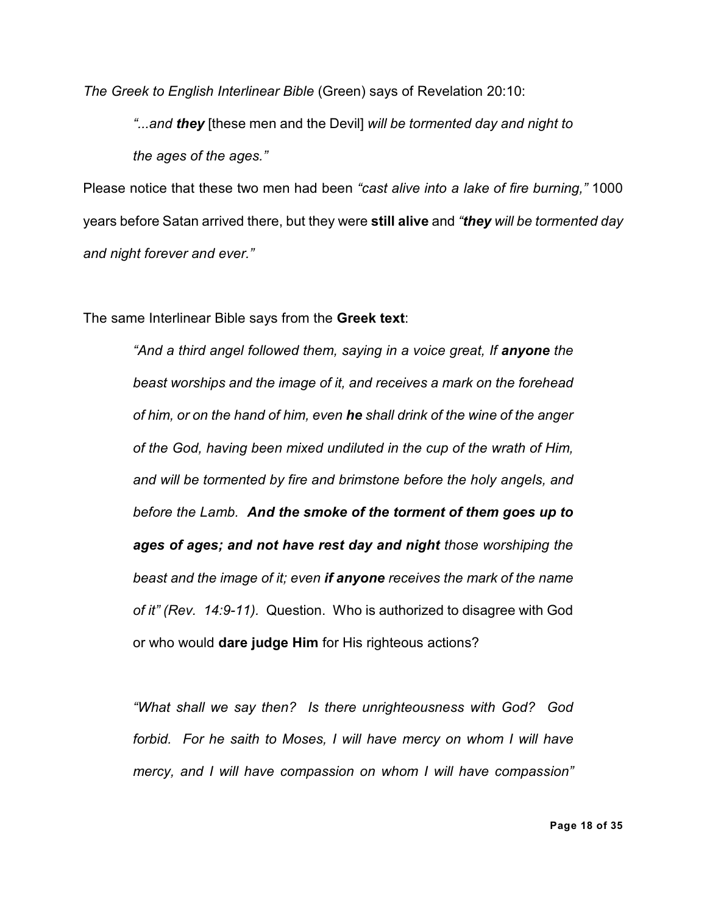*The Greek to English Interlinear Bible* (Green) says of Revelation 20:10:

> *"...and **they*** [these men and the Devil] *will be tormented day and night to the ages of the ages."*

Please notice that these two men had been *"cast alive into a lake of fire burning,"* 1000 years before Satan arrived there, but they were **still alive** and *"**they** will be tormented day and night forever and ever."*

The same Interlinear Bible says from the **Greek text**:

> *"And a third angel followed them, saying in a voice great, If **anyone** the beast worships and the image of it, and receives a mark on the forehead of him, or on the hand of him, even **he** shall drink of the wine of the anger of the God, having been mixed undiluted in the cup of the wrath of Him, and will be tormented by fire and brimstone before the holy angels, and before the Lamb. **And the smoke of the torment of them goes up to ages of ages; and not have rest day and night** those worshiping the beast and the image of it; even **if anyone** receives the mark of the name of it" (Rev. 14:9-11).* Question. Who is authorized to disagree with God or who would **dare judge Him** for His righteous actions?
>
> *"What shall we say then? Is there unrighteousness with God? God forbid. For he saith to Moses, I will have mercy on whom I will have mercy, and I will have compassion on whom I will have compassion"*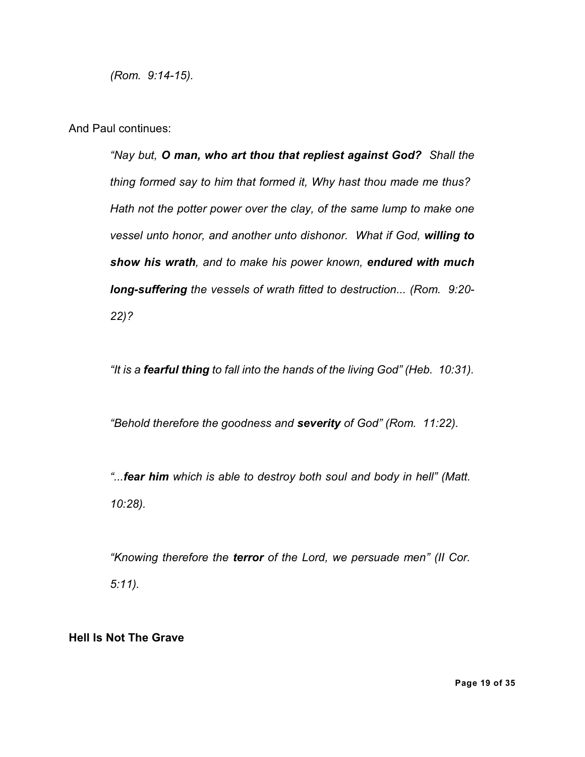*(Rom. 9:14-15).*

And Paul continues:

> *"Nay but,* ***O man, who art thou that repliest against God?*** *Shall the thing formed say to him that formed it, Why hast thou made me thus? Hath not the potter power over the clay, of the same lump to make one vessel unto honor, and another unto dishonor. What if God,* ***willing to show his wrath****, and to make his power known,* ***endured with much long-suffering*** *the vessels of wrath fitted to destruction... (Rom. 9:20-22)?*
>
> *"It is a* ***fearful thing*** *to fall into the hands of the living God" (Heb. 10:31).*
>
> *"Behold therefore the goodness and* ***severity*** *of God" (Rom. 11:22).*
>
> *"...****fear him*** *which is able to destroy both soul and body in hell" (Matt. 10:28).*
>
> *"Knowing therefore the* ***terror*** *of the Lord, we persuade men" (II Cor. 5:11).*

**Hell Is Not The Grave**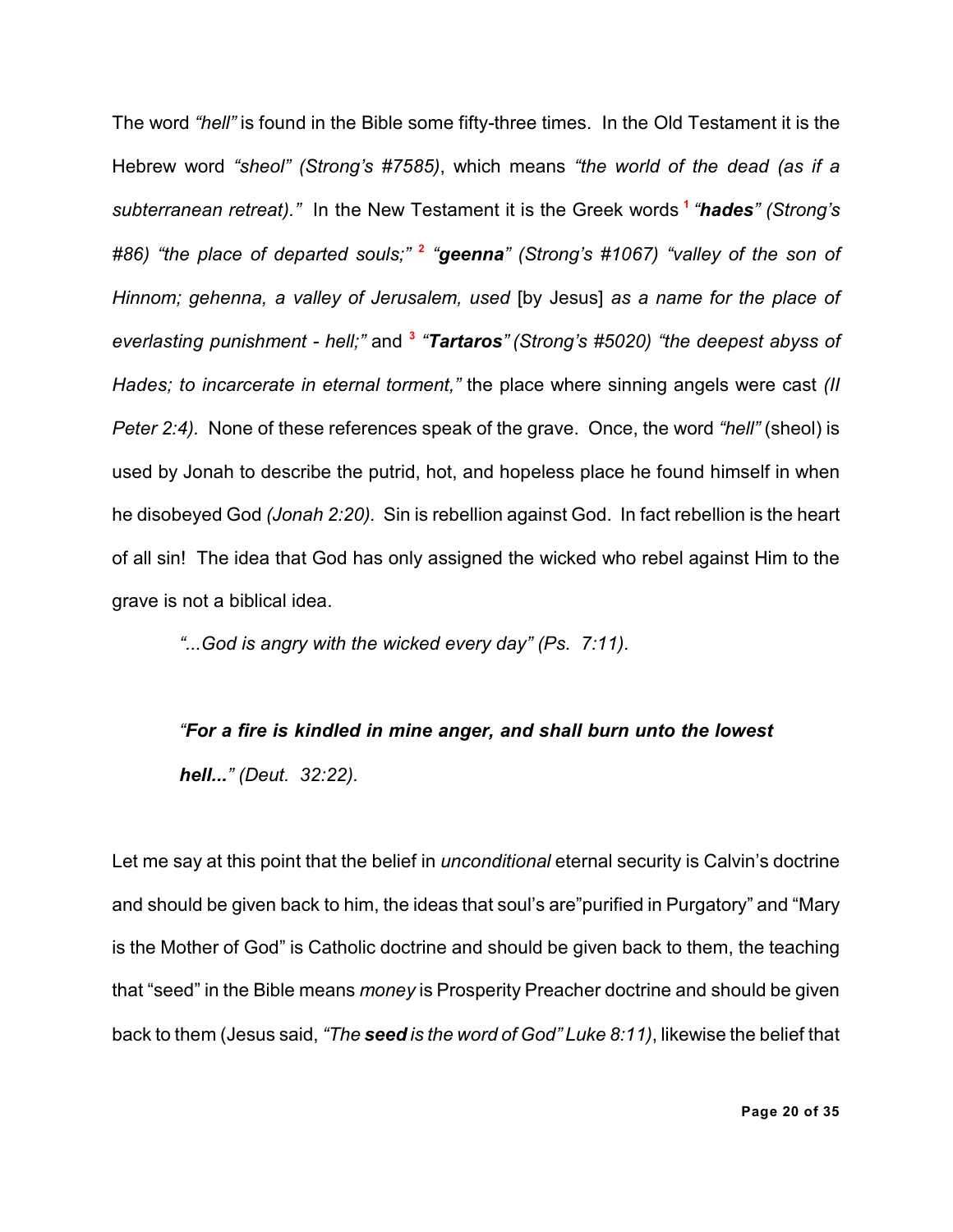The word *"hell"* is found in the Bible some fifty-three times. In the Old Testament it is the Hebrew word *"sheol" (Strong's #7585)*, which means *"the world of the dead (as if a subterranean retreat)."* In the New Testament it is the Greek words [1] *"**hades**" (Strong's #86) "the place of departed souls;"* [2] *"**geenna**" (Strong's #1067) "valley of the son of Hinnom; gehenna, a valley of Jerusalem, used* [by Jesus] *as a name for the place of everlasting punishment - hell;"* and [3] *"**Tartaros**" (Strong's #5020) "the deepest abyss of Hades; to incarcerate in eternal torment,"* the place where sinning angels were cast *(II Peter 2:4).* None of these references speak of the grave. Once, the word *"hell"* (sheol) is used by Jonah to describe the putrid, hot, and hopeless place he found himself in when he disobeyed God *(Jonah 2:20).* Sin is rebellion against God. In fact rebellion is the heart of all sin! The idea that God has only assigned the wicked who rebel against Him to the grave is not a biblical idea.

> *"...God is angry with the wicked every day" (Ps. 7:11).*

> *"**For a fire is kindled in mine anger, and shall burn unto the lowest hell...**" (Deut. 32:22).*

Let me say at this point that the belief in *unconditional* eternal security is Calvin's doctrine and should be given back to him, the ideas that soul's are"purified in Purgatory" and "Mary is the Mother of God" is Catholic doctrine and should be given back to them, the teaching that "seed" in the Bible means *money* is Prosperity Preacher doctrine and should be given back to them (Jesus said, *"The **seed** is the word of God" Luke 8:11)*, likewise the belief that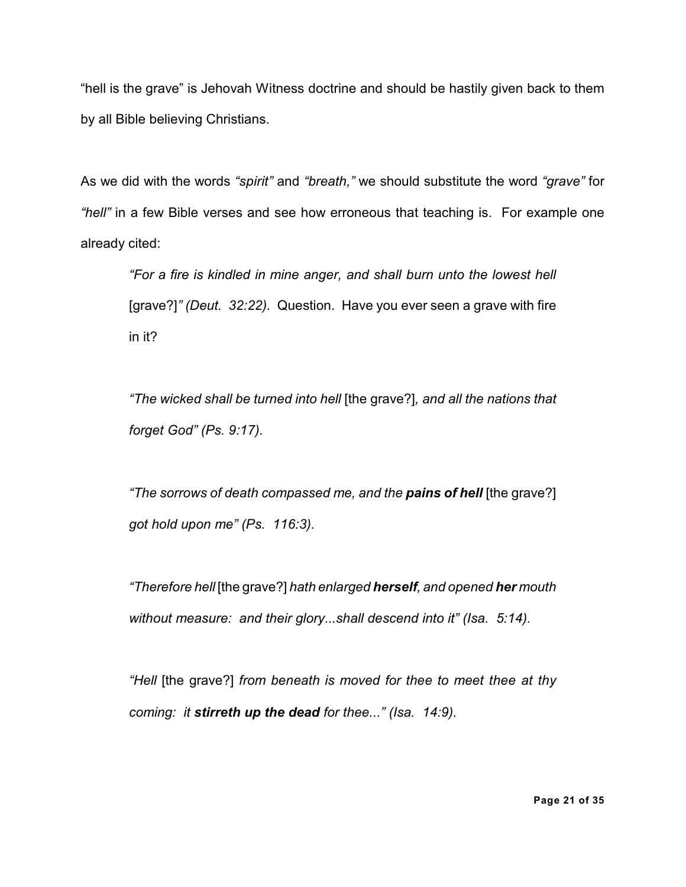“hell is the grave” is Jehovah Witness doctrine and should be hastily given back to them by all Bible believing Christians.

As we did with the words *“spirit”* and *“breath,”* we should substitute the word *“grave”* for *“hell”* in a few Bible verses and see how erroneous that teaching is. For example one already cited:

> *“For a fire is kindled in mine anger, and shall burn unto the lowest hell* [grave?]*” (Deut. 32:22).* Question. Have you ever seen a grave with fire in it?
>
> *“The wicked shall be turned into hell* [the grave?]*, and all the nations that forget God” (Ps. 9:17).*
>
> *“The sorrows of death compassed me, and the* ***pains of hell*** [the grave?] *got hold upon me” (Ps. 116:3).*
>
> *“Therefore hell* [the grave?] *hath enlarged* ***herself****, and opened* ***her*** *mouth without measure: and their glory...shall descend into it” (Isa. 5:14).*
>
> *“Hell* [the grave?] *from beneath is moved for thee to meet thee at thy coming: it* ***stirreth up the dead*** *for thee...” (Isa. 14:9).*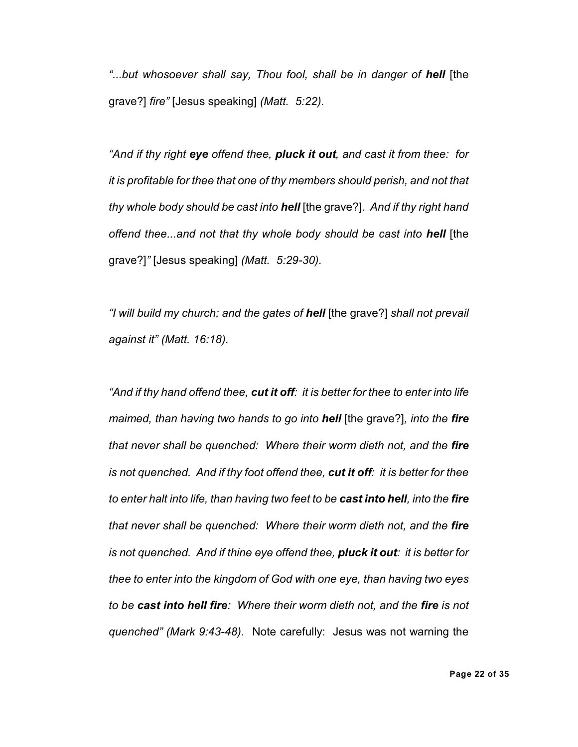*"...but whosoever shall say, Thou fool, shall be in danger of **hell*** [the grave?] *fire"* [Jesus speaking] *(Matt. 5:22).*

*"And if thy right **eye** offend thee, **pluck it out**, and cast it from thee: for it is profitable for thee that one of thy members should perish, and not that thy whole body should be cast into **hell*** [the grave?]. *And if thy right hand offend thee...and not that thy whole body should be cast into **hell*** [the grave?]*"* [Jesus speaking] *(Matt. 5:29-30).*

*"I will build my church; and the gates of **hell*** [the grave?] *shall not prevail against it" (Matt. 16:18).*

*"And if thy hand offend thee, **cut it off**: it is better for thee to enter into life maimed, than having two hands to go into **hell*** [the grave?]*, into the **fire** that never shall be quenched: Where their worm dieth not, and the **fire** is not quenched. And if thy foot offend thee, **cut it off**: it is better for thee to enter halt into life, than having two feet to be **cast into hell**, into the **fire** that never shall be quenched: Where their worm dieth not, and the **fire** is not quenched. And if thine eye offend thee, **pluck it out**: it is better for thee to enter into the kingdom of God with one eye, than having two eyes to be **cast into hell fire**: Where their worm dieth not, and the **fire** is not quenched" (Mark 9:43-48).* Note carefully: Jesus was not warning the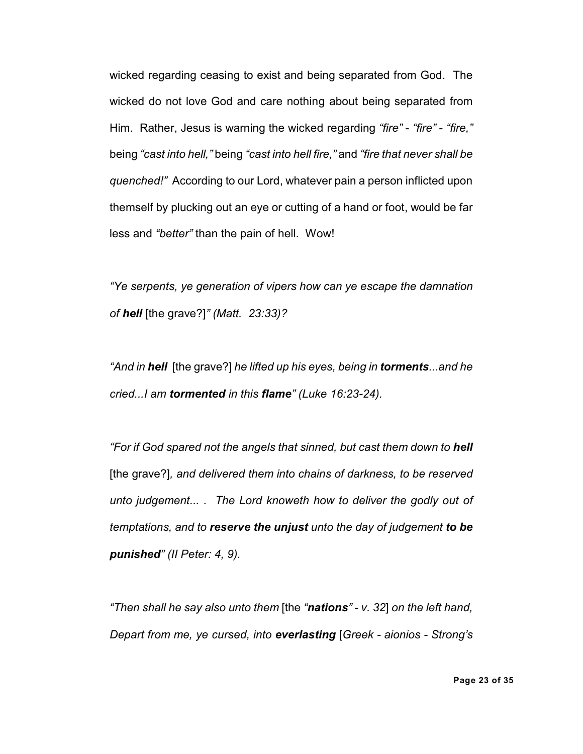wicked regarding ceasing to exist and being separated from God. The wicked do not love God and care nothing about being separated from Him. Rather, Jesus is warning the wicked regarding *"fire"* - *"fire"* - *"fire,"* being *"cast into hell,"* being *"cast into hell fire,"* and *"fire that never shall be quenched!"* According to our Lord, whatever pain a person inflicted upon themself by plucking out an eye or cutting of a hand or foot, would be far less and *"better"* than the pain of hell. Wow!

*"Ye serpents, ye generation of vipers how can ye escape the damnation of* ***hell*** [the grave?]*" (Matt. 23:33)?*

*"And in* ***hell*** [the grave?] *he lifted up his eyes, being in* ***torments****...and he cried...I am* ***tormented*** *in this* ***flame****" (Luke 16:23-24).*

*"For if God spared not the angels that sinned, but cast them down to* ***hell*** [the grave?]*, and delivered them into chains of darkness, to be reserved unto judgement... . The Lord knoweth how to deliver the godly out of temptations, and to* ***reserve the unjust*** *unto the day of judgement* ***to be punished****" (II Peter: 4, 9).*

*"Then shall he say also unto them* [the *"**nations**" - v. 32*] *on the left hand, Depart from me, ye cursed, into* ***everlasting*** [*Greek - aionios - Strong's*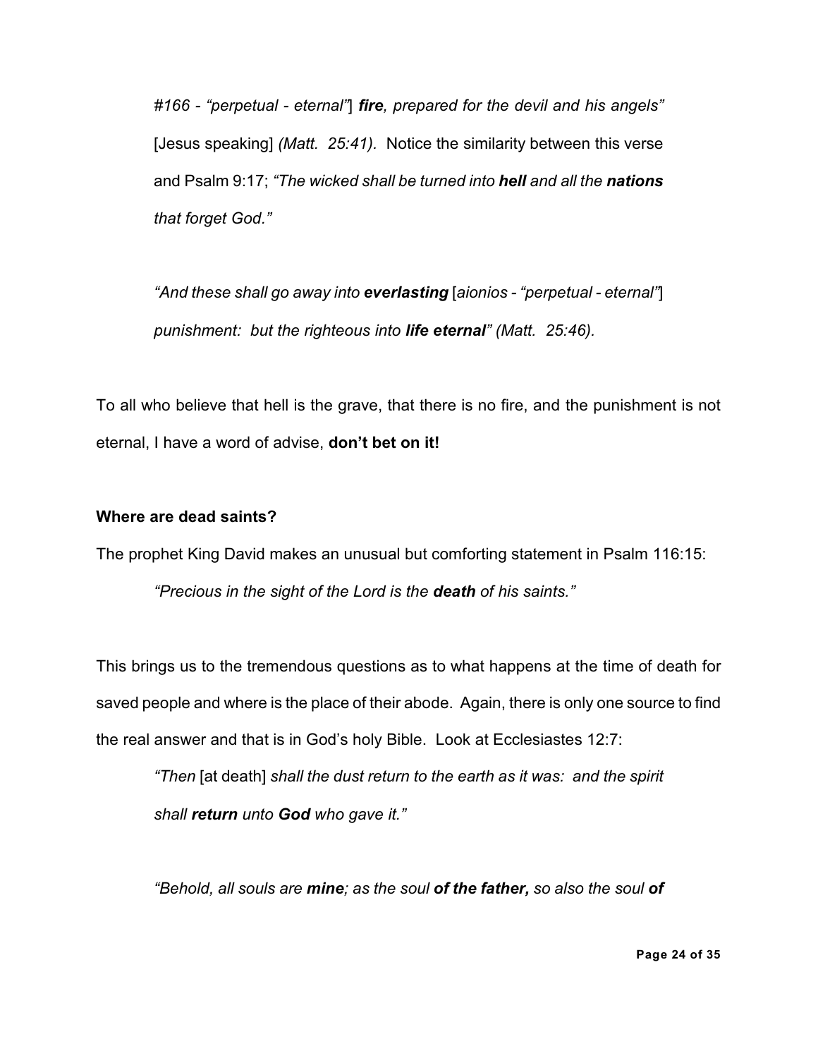*#166 - "perpetual - eternal"*] ***fire**, prepared for the devil and his angels"* [Jesus speaking] *(Matt. 25:41).* Notice the similarity between this verse and Psalm 9:17; *"The wicked shall be turned into **hell** and all the **nations** that forget God."*

*"And these shall go away into **everlasting*** [*aionios - "perpetual - eternal"*] *punishment: but the righteous into **life eternal**" (Matt. 25:46).*

To all who believe that hell is the grave, that there is no fire, and the punishment is not eternal, I have a word of advise, **don't bet on it!**

**Where are dead saints?**

The prophet King David makes an unusual but comforting statement in Psalm 116:15:

*"Precious in the sight of the Lord is the **death** of his saints."*

This brings us to the tremendous questions as to what happens at the time of death for saved people and where is the place of their abode. Again, there is only one source to find the real answer and that is in God's holy Bible. Look at Ecclesiastes 12:7:

*"Then* [at death] *shall the dust return to the earth as it was: and the spirit shall **return** unto **God** who gave it."*

*"Behold, all souls are **mine**; as the soul **of the father,** so also the soul **of***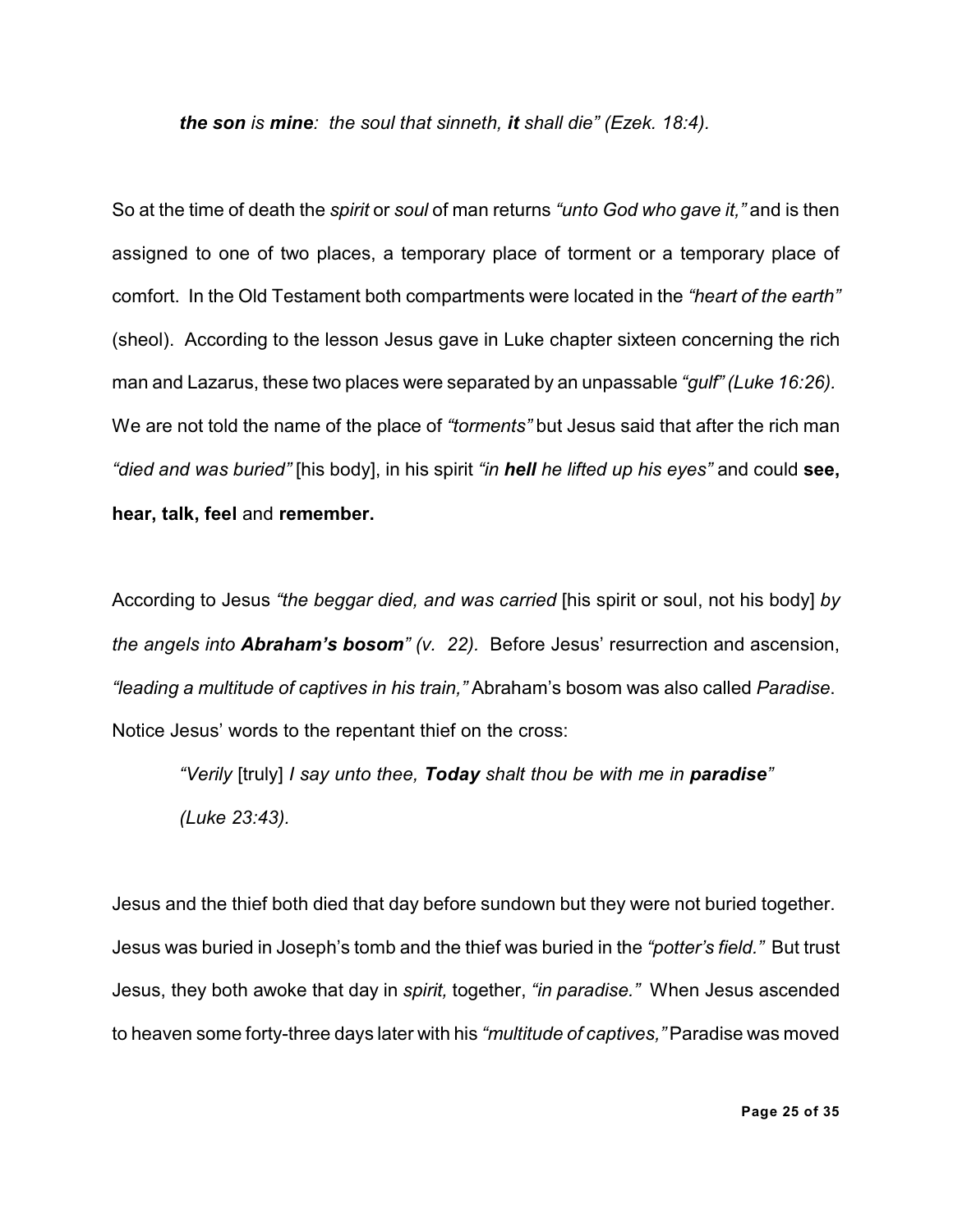*the son is* ***mine****:  the soul that sinneth,* ***it*** *shall die" (Ezek. 18:4).*

So at the time of death the *spirit* or *soul* of man returns *"unto God who gave it,"* and is then assigned to one of two places, a temporary place of torment or a temporary place of comfort.  In the Old Testament both compartments were located in the *"heart of the earth"* (sheol).  According to the lesson Jesus gave in Luke chapter sixteen concerning the rich man and Lazarus, these two places were separated by an unpassable *"gulf" (Luke 16:26).* We are not told the name of the place of *"torments"* but Jesus said that after the rich man *"died and was buried"* [his body], in his spirit *"in* ***hell*** *he lifted up his eyes"* and could **see, hear, talk, feel** and **remember.**

According to Jesus *"the beggar died, and was carried* [his spirit or soul, not his body] *by the angels into* ***Abraham's bosom****" (v.  22).*  Before Jesus' resurrection and ascension, *"leading a multitude of captives in his train,"* Abraham's bosom was also called *Paradise*. Notice Jesus' words to the repentant thief on the cross:

> *"Verily* [truly] *I say unto thee,* ***Today*** *shalt thou be with me in* ***paradise****" (Luke 23:43).*

Jesus and the thief both died that day before sundown but they were not buried together. Jesus was buried in Joseph's tomb and the thief was buried in the *"potter's field."*  But trust Jesus, they both awoke that day in *spirit,* together, *"in paradise."*  When Jesus ascended to heaven some forty-three days later with his *"multitude of captives,"* Paradise was moved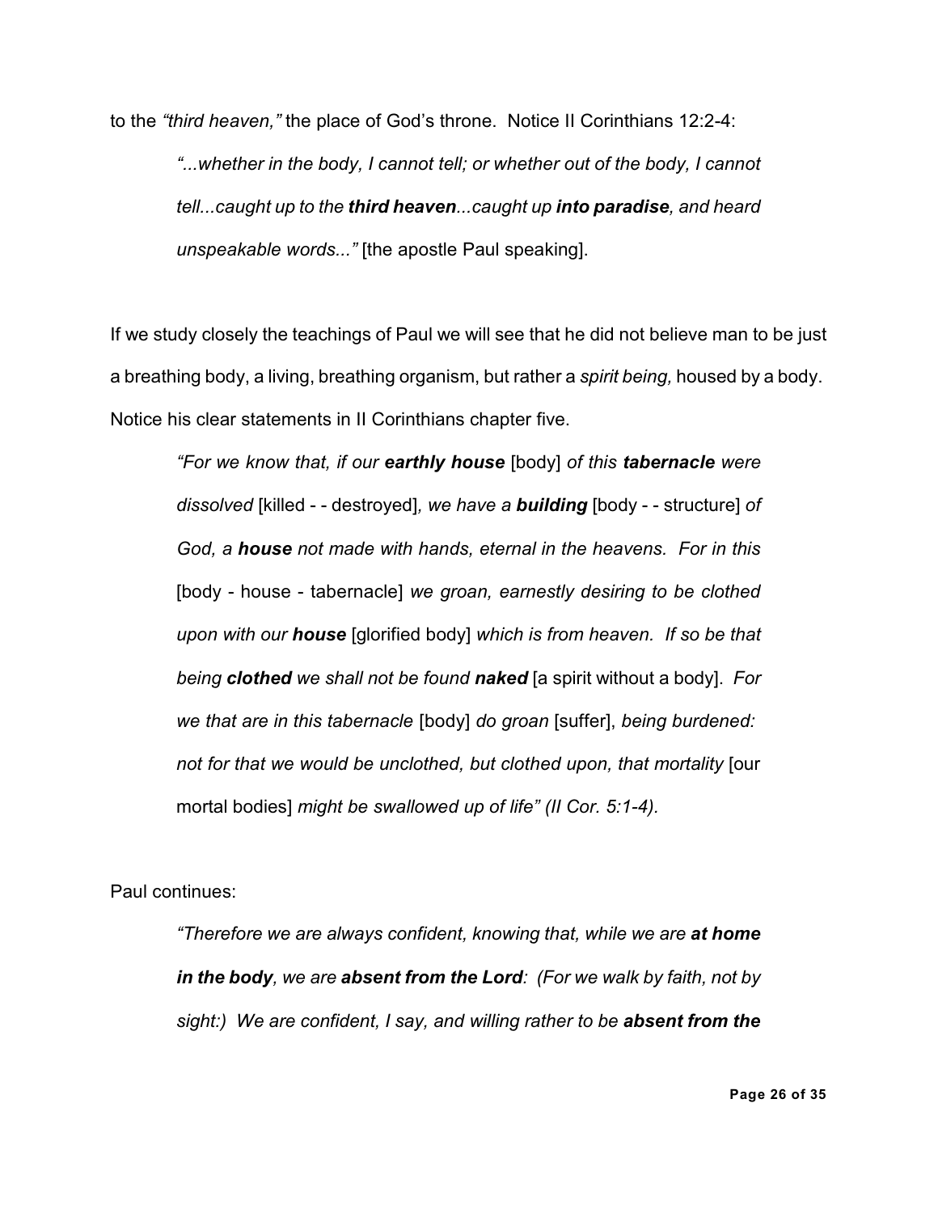to the *"third heaven,"* the place of God's throne. Notice II Corinthians 12:2-4:

> *"...whether in the body, I cannot tell; or whether out of the body, I cannot tell...caught up to the **third heaven**...caught up **into paradise**, and heard unspeakable words..."* [the apostle Paul speaking].

If we study closely the teachings of Paul we will see that he did not believe man to be just a breathing body, a living, breathing organism, but rather a *spirit being,* housed by a body. Notice his clear statements in II Corinthians chapter five.

> *"For we know that, if our **earthly house*** [body] *of this **tabernacle** were dissolved* [killed - - destroyed]*, we have a **building*** [body - - structure] *of God, a **house** not made with hands, eternal in the heavens. For in this* [body - house - tabernacle] *we groan, earnestly desiring to be clothed upon with our **house*** [glorified body] *which is from heaven. If so be that being **clothed** we shall not be found **naked*** [a spirit without a body]. *For we that are in this tabernacle* [body] *do groan* [suffer], *being burdened: not for that we would be unclothed, but clothed upon, that mortality* [our mortal bodies] *might be swallowed up of life" (II Cor. 5:1-4).*

Paul continues:

> *"Therefore we are always confident, knowing that, while we are **at home in the body**, we are **absent from the Lord**: (For we walk by faith, not by sight:) We are confident, I say, and willing rather to be **absent from the***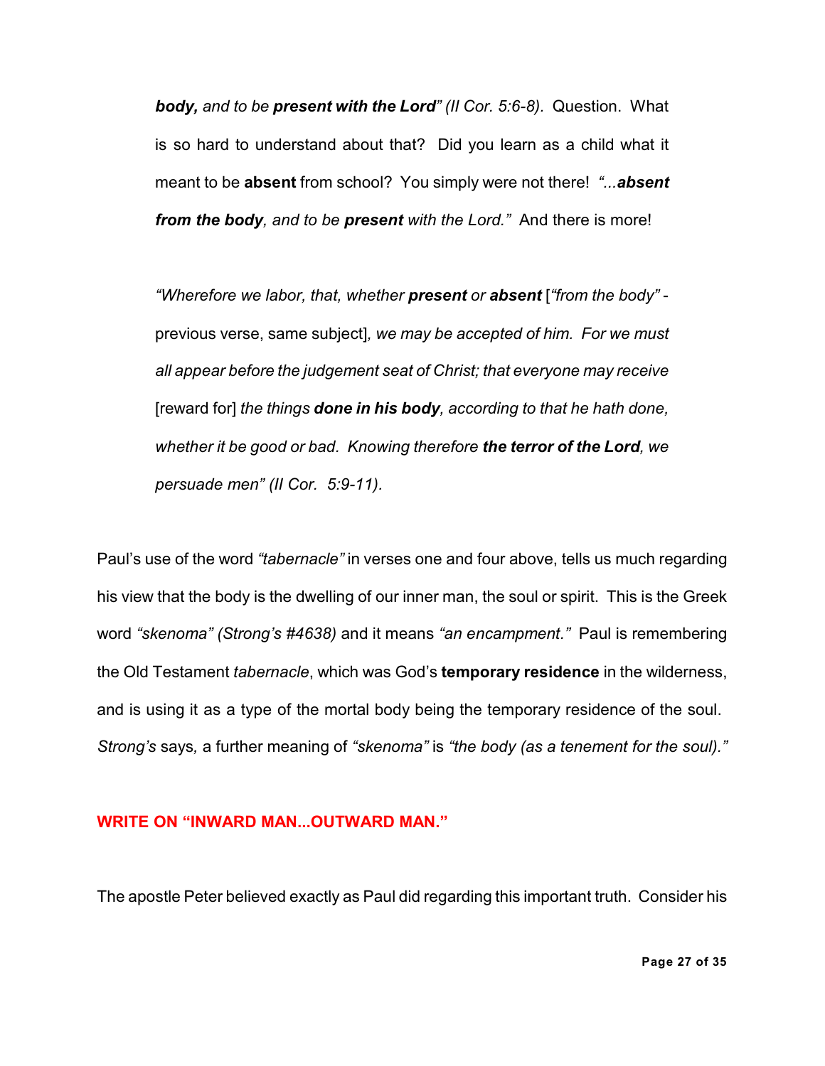***body,** and to be **present with the Lord**" (II Cor. 5:6-8).* Question. What is so hard to understand about that? Did you learn as a child what it meant to be **absent** from school? You simply were not there! *"...**absent from the body**, and to be **present** with the Lord."* And there is more!

> *"Wherefore we labor, that, whether **present** or **absent*** [*"from the body"* - previous verse, same subject]*, we may be accepted of him. For we must all appear before the judgement seat of Christ; that everyone may receive* [reward for] *the things **done in his body**, according to that he hath done, whether it be good or bad. Knowing therefore **the terror of the Lord**, we persuade men" (II Cor. 5:9-11).*

Paul's use of the word *"tabernacle"* in verses one and four above, tells us much regarding his view that the body is the dwelling of our inner man, the soul or spirit. This is the Greek word *"skenoma" (Strong's #4638)* and it means *"an encampment."* Paul is remembering the Old Testament *tabernacle*, which was God's **temporary residence** in the wilderness, and is using it as a type of the mortal body being the temporary residence of the soul. *Strong's* says, a further meaning of *"skenoma"* is *"the body (as a tenement for the soul)."*

**WRITE ON "INWARD MAN...OUTWARD MAN."**

The apostle Peter believed exactly as Paul did regarding this important truth. Consider his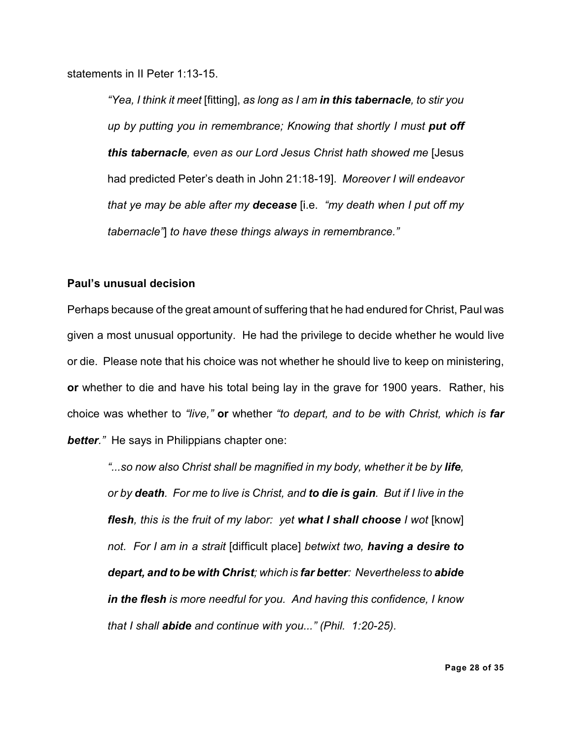statements in II Peter 1:13-15.

> *"Yea, I think it meet* [fitting], *as long as I am **in this tabernacle**, to stir you up by putting you in remembrance; Knowing that shortly I must **put off this tabernacle**, even as our Lord Jesus Christ hath showed me* [Jesus had predicted Peter's death in John 21:18-19]. *Moreover I will endeavor that ye may be able after my **decease*** [i.e. *"my death when I put off my tabernacle"*] *to have these things always in remembrance."*

**Paul's unusual decision**

Perhaps because of the great amount of suffering that he had endured for Christ, Paul was given a most unusual opportunity. He had the privilege to decide whether he would live or die. Please note that his choice was not whether he should live to keep on ministering, **or** whether to die and have his total being lay in the grave for 1900 years. Rather, his choice was whether to *"live,"* **or** whether *"to depart, and to be with Christ, which is **far better**."* He says in Philippians chapter one:

> *"...so now also Christ shall be magnified in my body, whether it be by **life**, or by **death**. For me to live is Christ, and **to die is gain**. But if I live in the **flesh**, this is the fruit of my labor: yet **what I shall choose** I wot* [know] *not. For I am in a strait* [difficult place] *betwixt two, **having a desire to depart, and to be with Christ**; which is **far better**: Nevertheless to **abide in the flesh** is more needful for you. And having this confidence, I know that I shall **abide** and continue with you..." (Phil. 1:20-25).*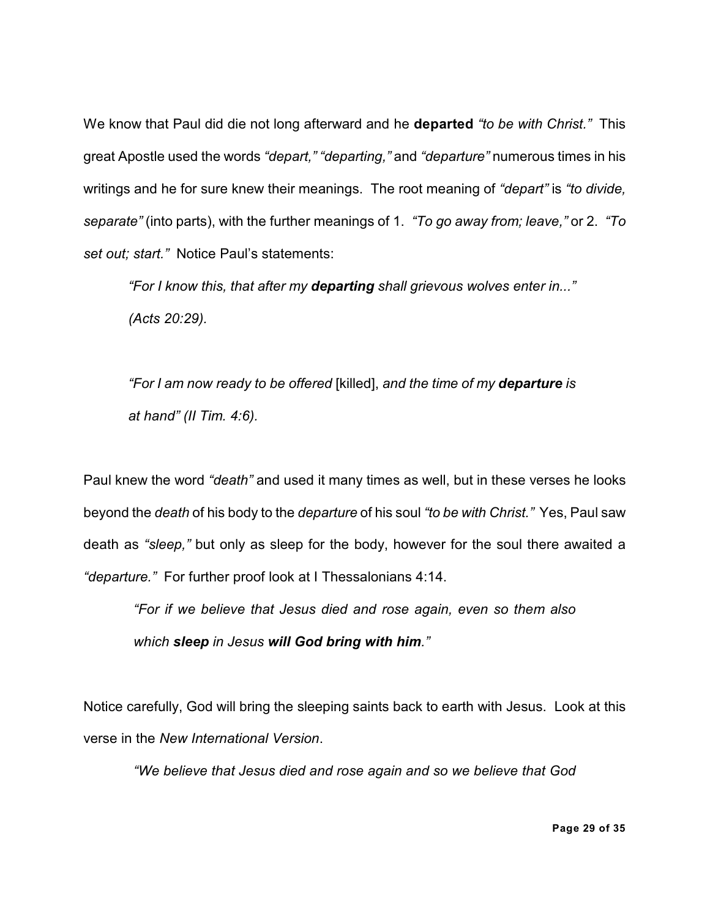We know that Paul did die not long afterward and he **departed** *"to be with Christ."* This great Apostle used the words *"depart," "departing,"* and *"departure"* numerous times in his writings and he for sure knew their meanings. The root meaning of *"depart"* is *"to divide, separate"* (into parts), with the further meanings of 1. *"To go away from; leave,"* or 2. *"To set out; start."* Notice Paul's statements:

> *"For I know this, that after my **departing** shall grievous wolves enter in..." (Acts 20:29).*

> *"For I am now ready to be offered* [killed], *and the time of my **departure** is at hand" (II Tim. 4:6).*

Paul knew the word *"death"* and used it many times as well, but in these verses he looks beyond the *death* of his body to the *departure* of his soul *"to be with Christ."* Yes, Paul saw death as *"sleep,"* but only as sleep for the body, however for the soul there awaited a *"departure."* For further proof look at I Thessalonians 4:14.

> *"For if we believe that Jesus died and rose again, even so them also which **sleep** in Jesus **will God bring with him**."*

Notice carefully, God will bring the sleeping saints back to earth with Jesus. Look at this verse in the *New International Version*.

> *"We believe that Jesus died and rose again and so we believe that God*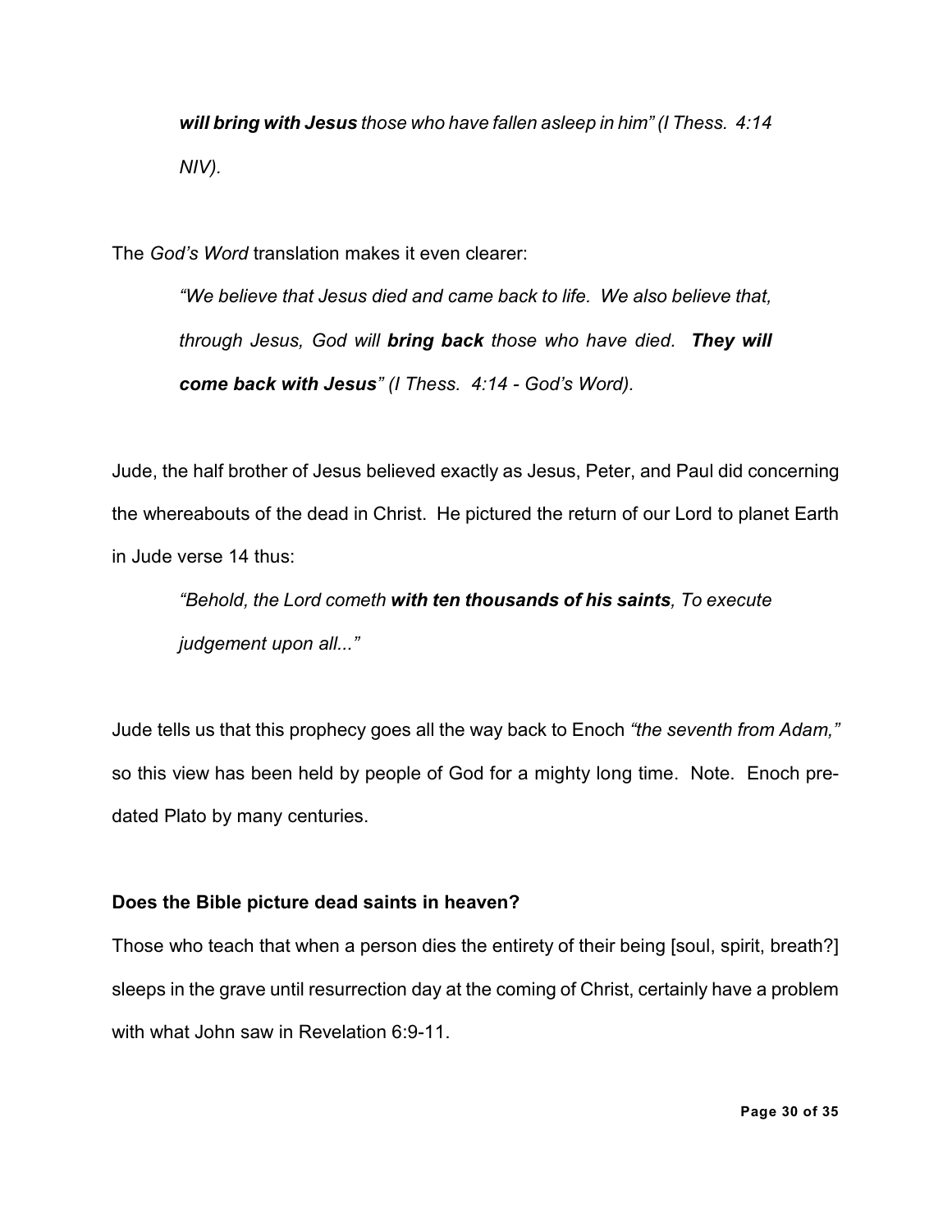> ***will bring with Jesus*** *those who have fallen asleep in him" (I Thess. 4:14 NIV).*

The *God's Word* translation makes it even clearer:

> *"We believe that Jesus died and came back to life. We also believe that, through Jesus, God will* ***bring back*** *those who have died.* ***They will come back with Jesus****" (I Thess. 4:14 - God's Word).*

Jude, the half brother of Jesus believed exactly as Jesus, Peter, and Paul did concerning the whereabouts of the dead in Christ. He pictured the return of our Lord to planet Earth in Jude verse 14 thus:

> *"Behold, the Lord cometh* ***with ten thousands of his saints****, To execute judgement upon all..."*

Jude tells us that this prophecy goes all the way back to Enoch *"the seventh from Adam,"* so this view has been held by people of God for a mighty long time. Note. Enoch pre-dated Plato by many centuries.

**Does the Bible picture dead saints in heaven?**

Those who teach that when a person dies the entirety of their being [soul, spirit, breath?] sleeps in the grave until resurrection day at the coming of Christ, certainly have a problem with what John saw in Revelation 6:9-11.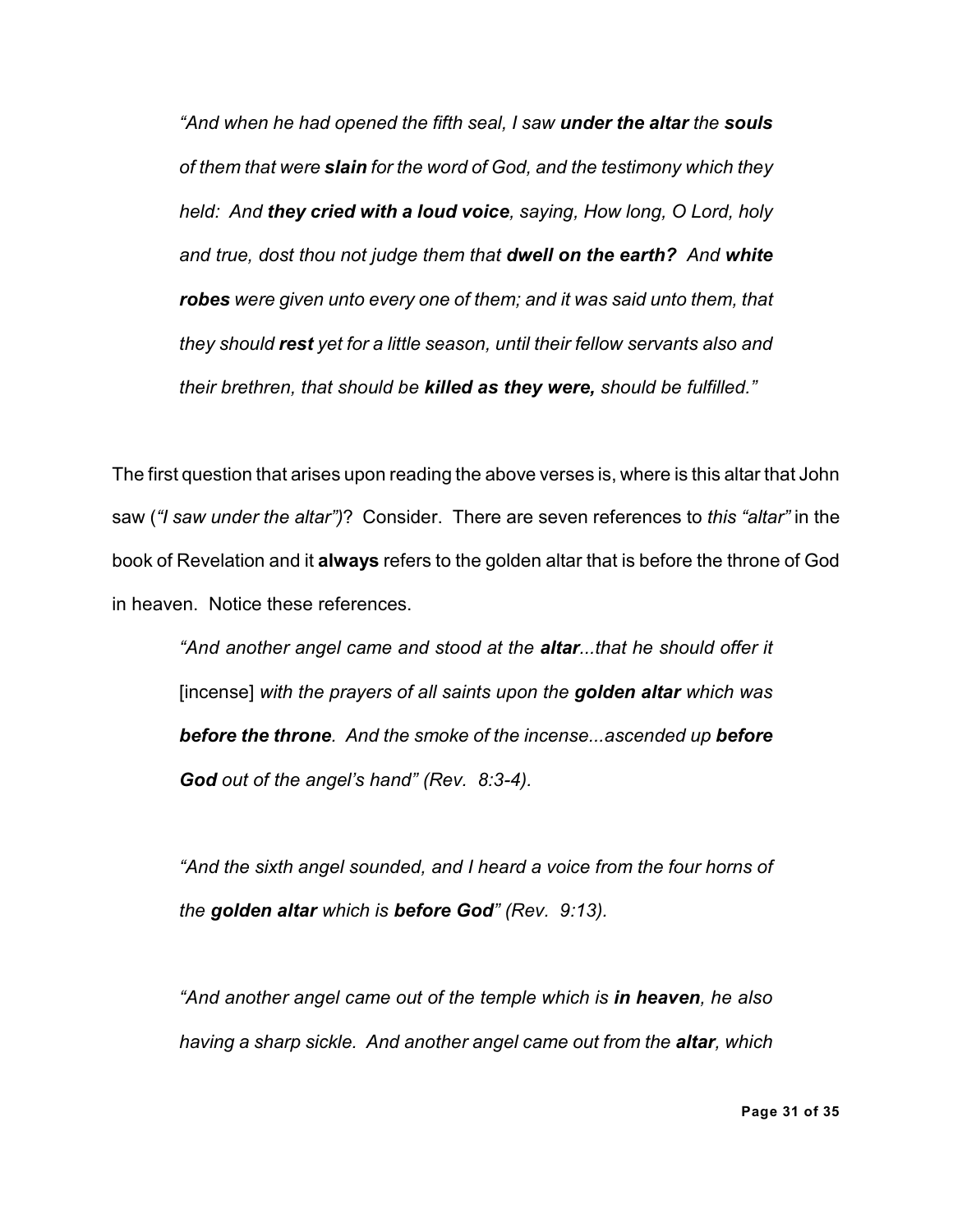> *"And when he had opened the fifth seal, I saw* ***under the altar*** *the* ***souls*** *of them that were* ***slain*** *for the word of God, and the testimony which they held: And* ***they cried with a loud voice****, saying, How long, O Lord, holy and true, dost thou not judge them that* ***dwell on the earth?*** *And* ***white robes*** *were given unto every one of them; and it was said unto them, that they should* ***rest*** *yet for a little season, until their fellow servants also and their brethren, that should be* ***killed as they were,*** *should be fulfilled."*

The first question that arises upon reading the above verses is, where is this altar that John saw (*"I saw under the altar")*? Consider. There are seven references to *this "altar"* in the book of Revelation and it **always** refers to the golden altar that is before the throne of God in heaven. Notice these references.

> *"And another angel came and stood at the* ***altar****...that he should offer it* [incense] *with the prayers of all saints upon the* ***golden altar*** *which was* ***before the throne****. And the smoke of the incense...ascended up* ***before God*** *out of the angel's hand" (Rev. 8:3-4).*

> *"And the sixth angel sounded, and I heard a voice from the four horns of the* ***golden altar*** *which is* ***before God****" (Rev. 9:13).*

> *"And another angel came out of the temple which is* ***in heaven****, he also having a sharp sickle. And another angel came out from the* ***altar****, which*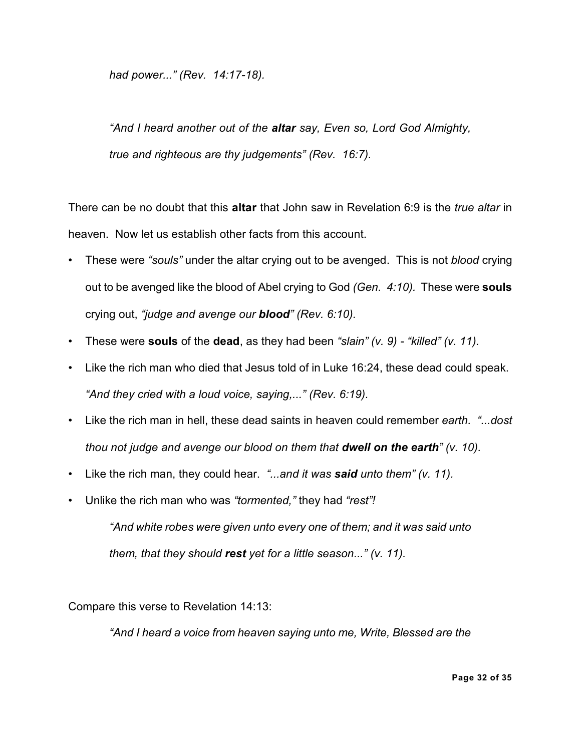*had power..." (Rev. 14:17-18).*

*"And I heard another out of the **altar** say, Even so, Lord God Almighty, true and righteous are thy judgements" (Rev. 16:7).*

There can be no doubt that this **altar** that John saw in Revelation 6:9 is the *true altar* in heaven. Now let us establish other facts from this account.

- These were *"souls"* under the altar crying out to be avenged. This is not *blood* crying out to be avenged like the blood of Abel crying to God *(Gen. 4:10).* These were **souls** crying out, *"judge and avenge our **blood**" (Rev. 6:10).*
- These were **souls** of the **dead**, as they had been *"slain" (v. 9) - "killed" (v. 11).*
- Like the rich man who died that Jesus told of in Luke 16:24, these dead could speak. *"And they cried with a loud voice, saying,..." (Rev. 6:19).*
- Like the rich man in hell, these dead saints in heaven could remember *earth. "...dost thou not judge and avenge our blood on them that **dwell on the earth**" (v. 10).*
- Like the rich man, they could hear. *"...and it was **said** unto them" (v. 11).*
- Unlike the rich man who was *"tormented,"* they had *"rest"!*

  *"And white robes were given unto every one of them; and it was said unto them, that they should **rest** yet for a little season..." (v. 11).*

Compare this verse to Revelation 14:13:

*"And I heard a voice from heaven saying unto me, Write, Blessed are the*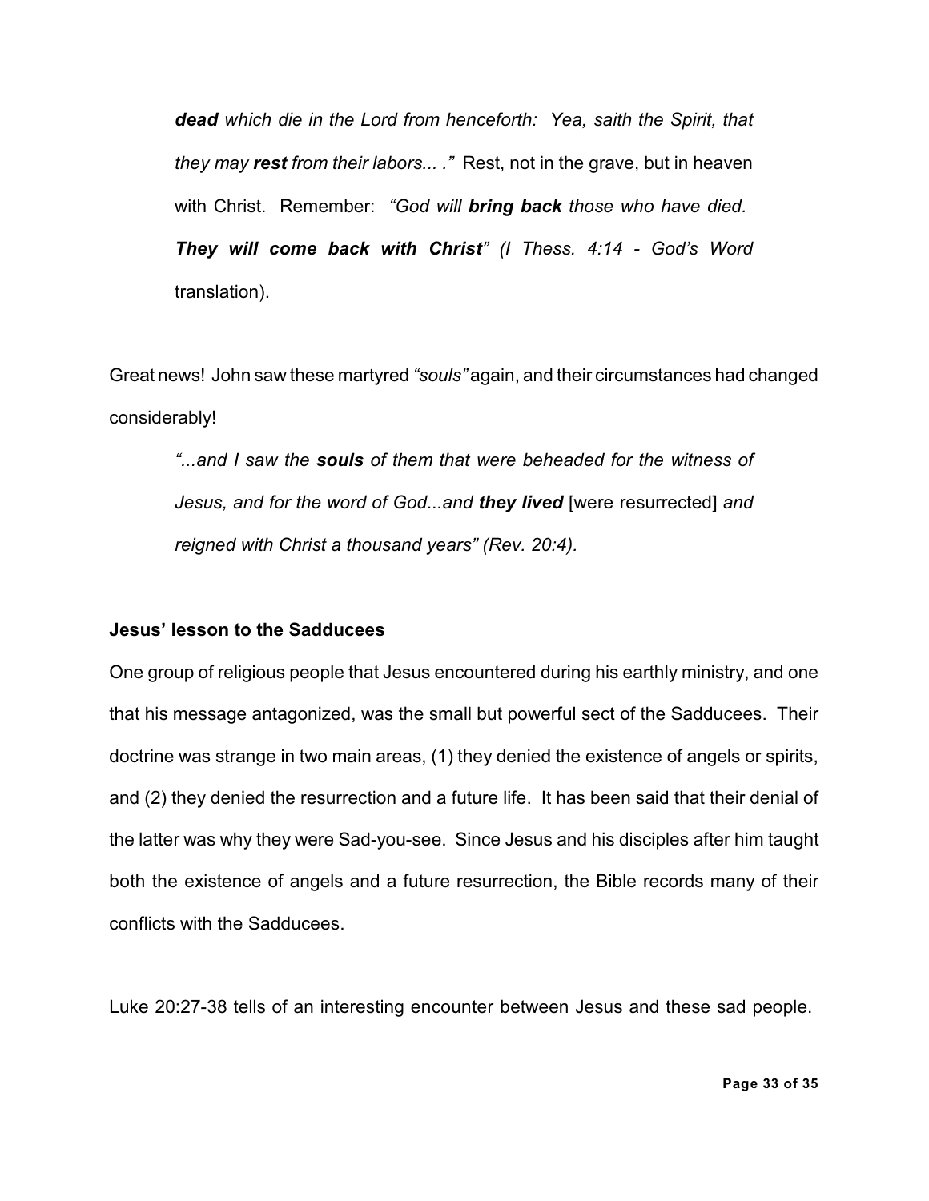***dead** which die in the Lord from henceforth: Yea, saith the Spirit, that they may **rest** from their labors... ."* Rest, not in the grave, but in heaven with Christ. Remember: *"God will **bring back** those who have died. **They will come back with Christ**" (I Thess. 4:14 - God's Word* translation).

Great news! John saw these martyred *"souls"* again, and their circumstances had changed considerably!

> *"...and I saw the **souls** of them that were beheaded for the witness of Jesus, and for the word of God...and **they lived*** [were resurrected] *and reigned with Christ a thousand years" (Rev. 20:4).*

**Jesus' lesson to the Sadducees**

One group of religious people that Jesus encountered during his earthly ministry, and one that his message antagonized, was the small but powerful sect of the Sadducees. Their doctrine was strange in two main areas, (1) they denied the existence of angels or spirits, and (2) they denied the resurrection and a future life. It has been said that their denial of the latter was why they were Sad-you-see. Since Jesus and his disciples after him taught both the existence of angels and a future resurrection, the Bible records many of their conflicts with the Sadducees.

Luke 20:27-38 tells of an interesting encounter between Jesus and these sad people.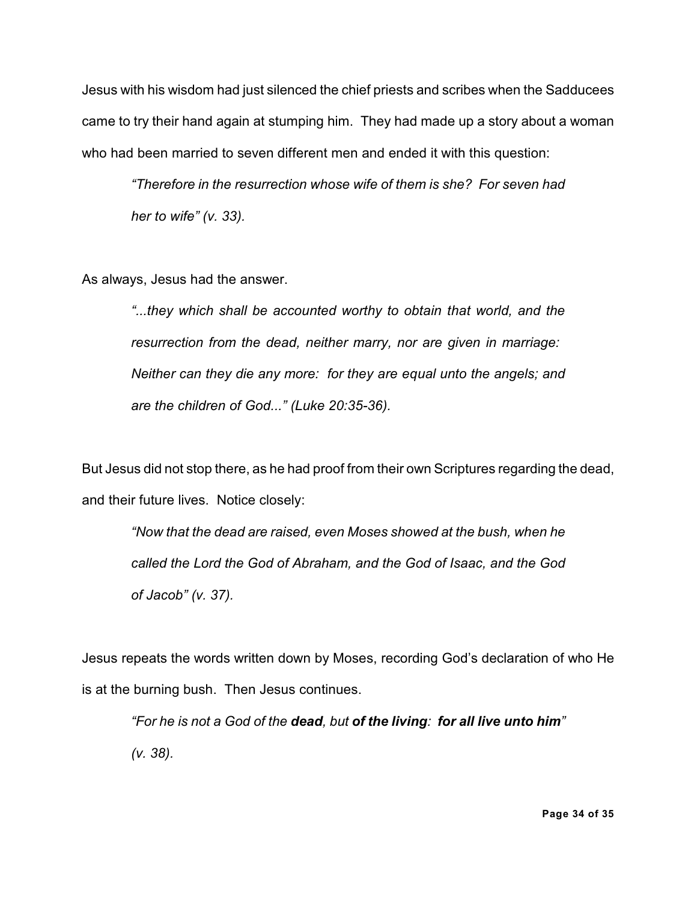Jesus with his wisdom had just silenced the chief priests and scribes when the Sadducees came to try their hand again at stumping him. They had made up a story about a woman who had been married to seven different men and ended it with this question:

> *“Therefore in the resurrection whose wife of them is she? For seven had her to wife” (v. 33).*

As always, Jesus had the answer.

> *“...they which shall be accounted worthy to obtain that world, and the resurrection from the dead, neither marry, nor are given in marriage: Neither can they die any more: for they are equal unto the angels; and are the children of God...” (Luke 20:35-36).*

But Jesus did not stop there, as he had proof from their own Scriptures regarding the dead, and their future lives. Notice closely:

> *“Now that the dead are raised, even Moses showed at the bush, when he called the Lord the God of Abraham, and the God of Isaac, and the God of Jacob” (v. 37).*

Jesus repeats the words written down by Moses, recording God’s declaration of who He is at the burning bush. Then Jesus continues.

> *“For he is not a God of the **dead**, but **of the living**: **for all live unto him**” (v. 38).*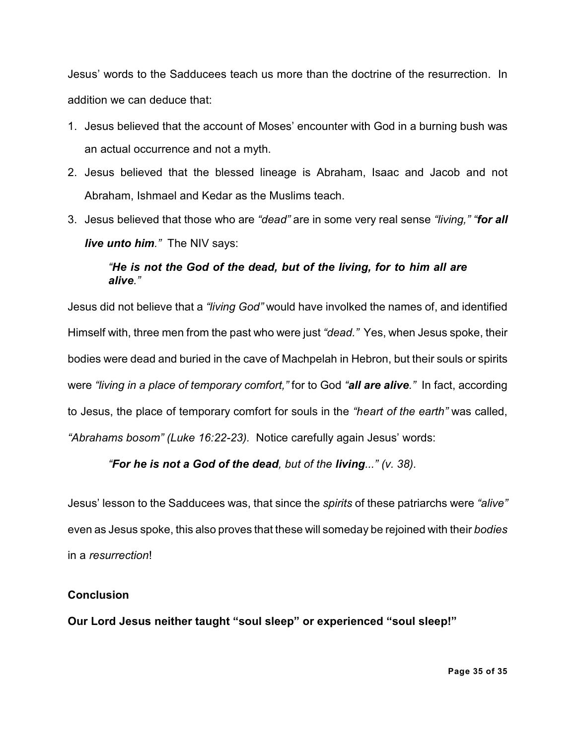Jesus' words to the Sadducees teach us more than the doctrine of the resurrection. In addition we can deduce that:

1. Jesus believed that the account of Moses' encounter with God in a burning bush was an actual occurrence and not a myth.
2. Jesus believed that the blessed lineage is Abraham, Isaac and Jacob and not Abraham, Ishmael and Kedar as the Muslims teach.
3. Jesus believed that those who are *"dead"* are in some very real sense *"living," "**for all live unto him**."* The NIV says:

> *"**He is not the God of the dead, but of the living, for to him all are alive**."*

Jesus did not believe that a *"living God"* would have involked the names of, and identified Himself with, three men from the past who were just *"dead."* Yes, when Jesus spoke, their bodies were dead and buried in the cave of Machpelah in Hebron, but their souls or spirits were *"living in a place of temporary comfort,"* for to God *"**all are alive**."* In fact, according to Jesus, the place of temporary comfort for souls in the *"heart of the earth"* was called, *"Abrahams bosom" (Luke 16:22-23).* Notice carefully again Jesus' words:

> *"**For he is not a God of the dead**, but of the **living**..." (v. 38).*

Jesus' lesson to the Sadducees was, that since the *spirits* of these patriarchs were *"alive"* even as Jesus spoke, this also proves that these will someday be rejoined with their *bodies* in a *resurrection*!

**Conclusion**

**Our Lord Jesus neither taught "soul sleep" or experienced "soul sleep!"**